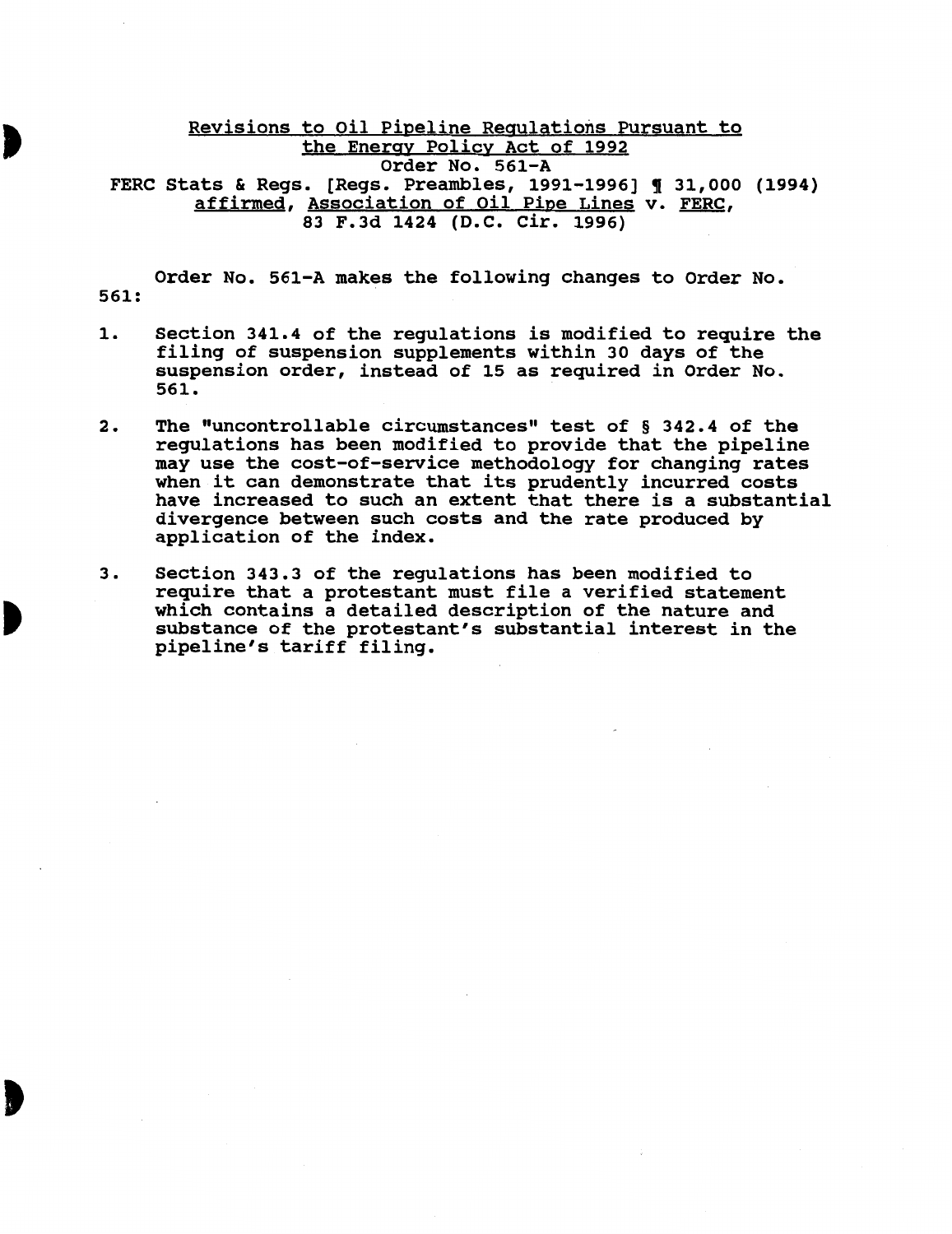<u>Revisions to Oil Pipeline Regulations Pursuant to the Energy Policy Act of 1992</u>
Order No. 561-A
FERC Stats & Regs. [Regs. Preambles, 1991-1996] ¶ 31,000 (1994)
<u>affirmed</u>, <u>Association of Oil Pipe Lines</u> v. <u>FERC</u>,
83 F.3d 1424 (D.C. Cir. 1996)

Order No. 561-A makes the following changes to Order No. 561:

1. Section 341.4 of the regulations is modified to require the filing of suspension supplements within 30 days of the suspension order, instead of 15 as required in Order No. 561.

2. The "uncontrollable circumstances" test of § 342.4 of the regulations has been modified to provide that the pipeline may use the cost-of-service methodology for changing rates when it can demonstrate that its prudently incurred costs have increased to such an extent that there is a substantial divergence between such costs and the rate produced by application of the index.

3. Section 343.3 of the regulations has been modified to require that a protestant must file a verified statement which contains a detailed description of the nature and substance of the protestant's substantial interest in the pipeline's tariff filing.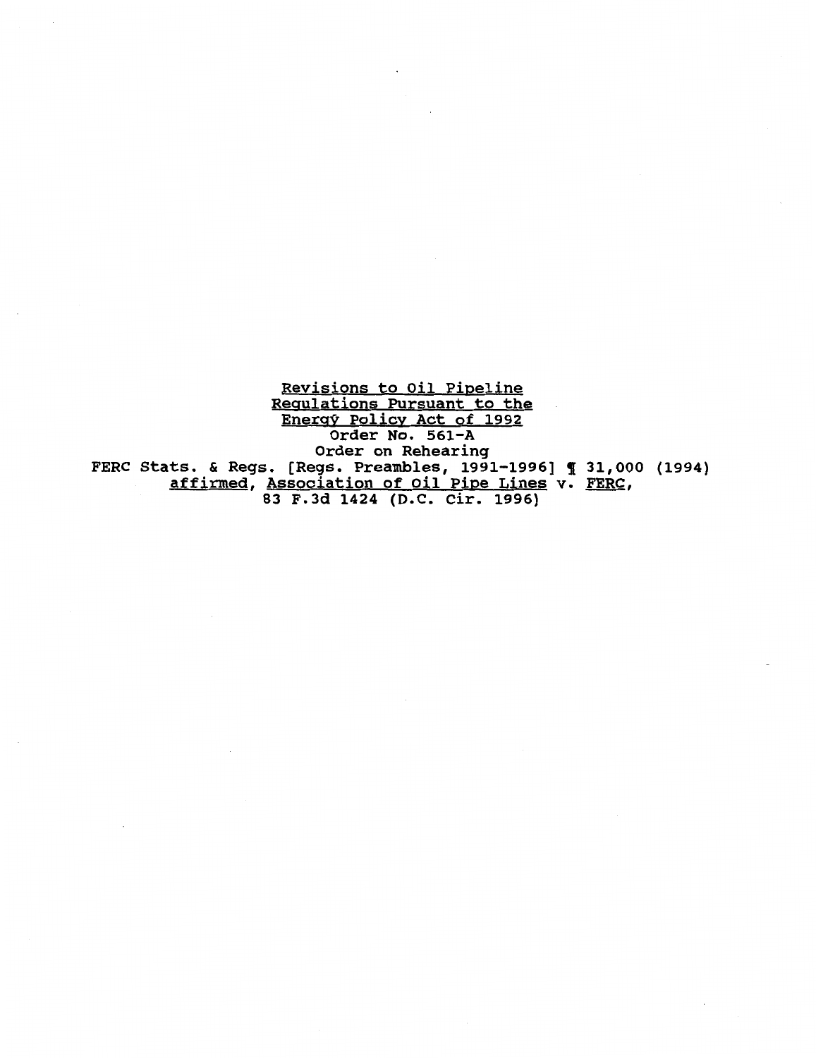Revisions to Oil Pipeline Regulations Pursuant to the Energy Policy Act of 1992

Order No. 561-A

Order on Rehearing

FERC Stats. & Regs. [Regs. Preambles, 1991-1996] ¶ 31,000 (1994)

*affirmed*, *Association of Oil Pipe Lines* v. *FERC*,

83 F.3d 1424 (D.C. Cir. 1996)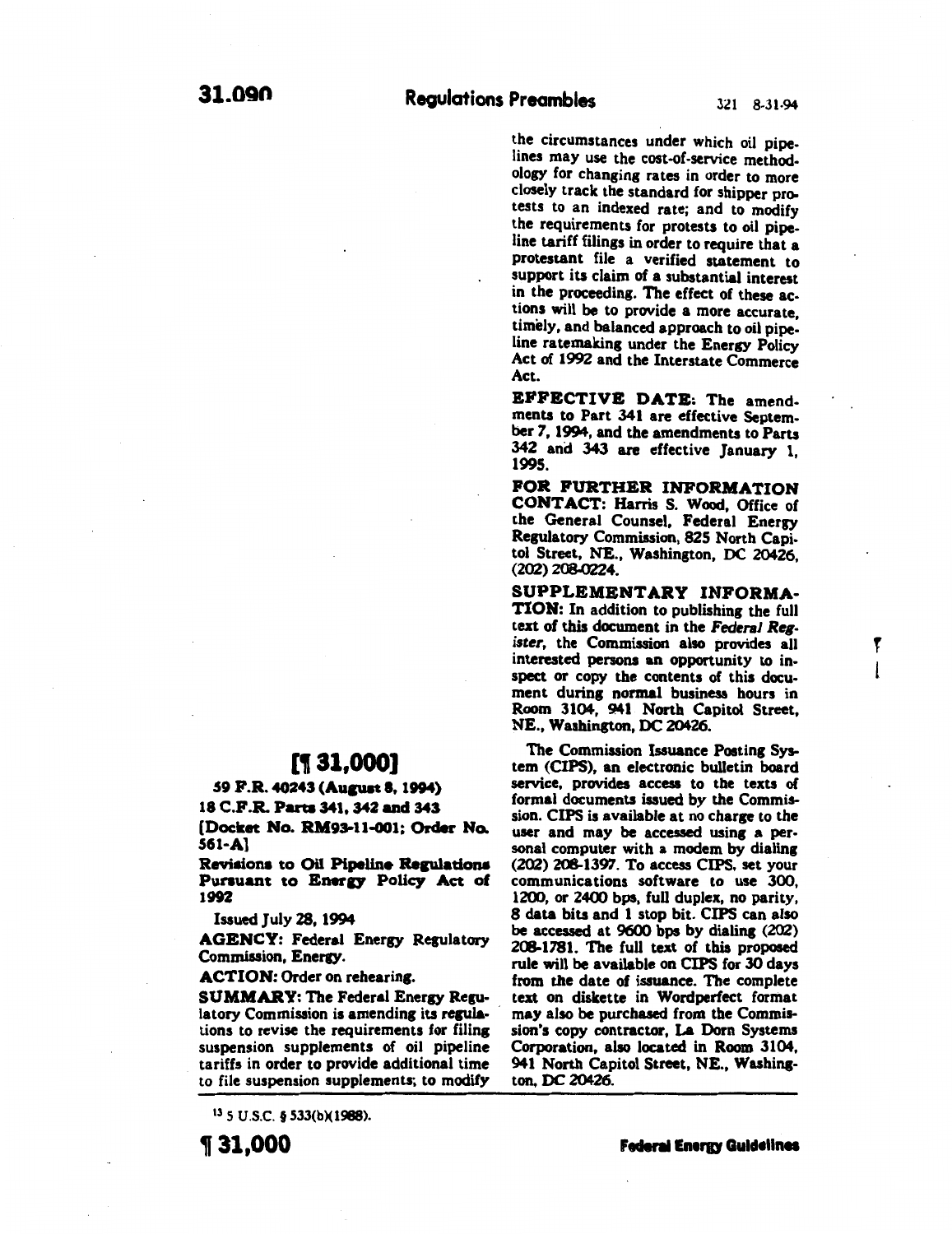## [¶ 31,000]

**59 F.R. 40243 (August 8, 1994)**

**18 C.F.R. Parts 341, 342 and 343**

**[Docket No. RM93-11-001; Order No. 561-A]**

**Revisions to Oil Pipeline Regulations Pursuant to Energy Policy Act of 1992**

Issued July 28, 1994

**AGENCY:** Federal Energy Regulatory Commission, Energy.

**ACTION:** Order on rehearing.

**SUMMARY:** The Federal Energy Regulatory Commission is amending its regulations to revise the requirements for filing suspension supplements of oil pipeline tariffs in order to provide additional time to file suspension supplements; to modify the circumstances under which oil pipelines may use the cost-of-service methodology for changing rates in order to more closely track the standard for shipper protests to an indexed rate; and to modify the requirements for protests to oil pipeline tariff filings in order to require that a protestant file a verified statement to support its claim of a substantial interest in the proceeding. The effect of these actions will be to provide a more accurate, timely, and balanced approach to oil pipeline ratemaking under the Energy Policy Act of 1992 and the Interstate Commerce Act.

**EFFECTIVE DATE:** The amendments to Part 341 are effective September 7, 1994, and the amendments to Parts 342 and 343 are effective January 1, 1995.

**FOR FURTHER INFORMATION CONTACT:** Harris S. Wood, Office of the General Counsel, Federal Energy Regulatory Commission, 825 North Capitol Street, NE., Washington, DC 20426, (202) 208-0224.

**SUPPLEMENTARY INFORMATION:** In addition to publishing the full text of this document in the *Federal Register*, the Commission also provides all interested persons an opportunity to inspect or copy the contents of this document during normal business hours in Room 3104, 941 North Capitol Street, NE., Washington, DC 20426.

The Commission Issuance Posting System (CIPS), an electronic bulletin board service, provides access to the texts of formal documents issued by the Commission. CIPS is available at no charge to the user and may be accessed using a personal computer with a modem by dialing (202) 208-1397. To access CIPS, set your communications software to use 300, 1200, or 2400 bps, full duplex, no parity, 8 data bits and 1 stop bit. CIPS can also be accessed at 9600 bps by dialing (202) 208-1781. The full text of this proposed rule will be available on CIPS for 30 days from the date of issuance. The complete text on diskette in Wordperfect format may also be purchased from the Commission's copy contractor, La Dorn Systems Corporation, also located in Room 3104, 941 North Capitol Street, NE., Washington, DC 20426.

---

[13] 5 U.S.C. § 533(b)(1988).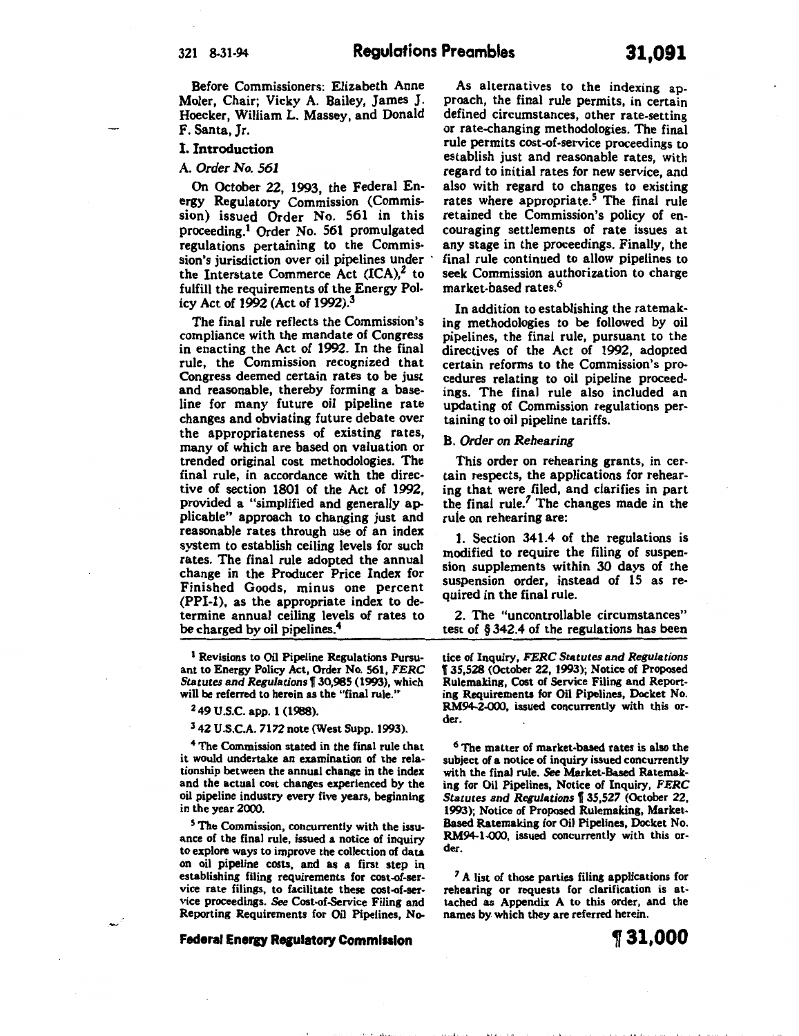Before Commissioners: Elizabeth Anne Moler, Chair; Vicky A. Bailey, James J. Hoecker, William L. Massey, and Donald F. Santa, Jr.

## I. Introduction

### A. *Order No. 561*

On October 22, 1993, the Federal Energy Regulatory Commission (Commission) issued Order No. 561 in this proceeding.[1] Order No. 561 promulgated regulations pertaining to the Commission's jurisdiction over oil pipelines under the Interstate Commerce Act (ICA),[2] to fulfill the requirements of the Energy Policy Act of 1992 (Act of 1992).[3]

The final rule reflects the Commission's compliance with the mandate of Congress in enacting the Act of 1992. In the final rule, the Commission recognized that Congress deemed certain rates to be just and reasonable, thereby forming a baseline for many future oil pipeline rate changes and obviating future debate over the appropriateness of existing rates, many of which are based on valuation or trended original cost methodologies. The final rule, in accordance with the directive of section 1801 of the Act of 1992, provided a "simplified and generally applicable" approach to changing just and reasonable rates through use of an index system to establish ceiling levels for such rates. The final rule adopted the annual change in the Producer Price Index for Finished Goods, minus one percent (PPI-1), as the appropriate index to determine annual ceiling levels of rates to be charged by oil pipelines.[4]

As alternatives to the indexing approach, the final rule permits, in certain defined circumstances, other rate-setting or rate-changing methodologies. The final rule permits cost-of-service proceedings to establish just and reasonable rates, with regard to initial rates for new service, and also with regard to changes to existing rates where appropriate.[5] The final rule retained the Commission's policy of encouraging settlements of rate issues at any stage in the proceedings. Finally, the final rule continued to allow pipelines to seek Commission authorization to charge market-based rates.[6]

In addition to establishing the ratemaking methodologies to be followed by oil pipelines, the final rule, pursuant to the directives of the Act of 1992, adopted certain reforms to the Commission's procedures relating to oil pipeline proceedings. The final rule also included an updating of Commission regulations pertaining to oil pipeline tariffs.

### B. *Order on Rehearing*

This order on rehearing grants, in certain respects, the applications for rehearing that were filed, and clarifies in part the final rule.[7] The changes made in the rule on rehearing are:

1. Section 341.4 of the regulations is modified to require the filing of suspension supplements within 30 days of the suspension order, instead of 15 as required in the final rule.

2. The "uncontrollable circumstances" test of § 342.4 of the regulations has been

---

[1] Revisions to Oil Pipeline Regulations Pursuant to Energy Policy Act, Order No. 561, *FERC Statutes and Regulations* ¶ 30,985 (1993), which will be referred to herein as the "final rule."

[2] 49 U.S.C. app. 1 (1988).

[3] 42 U.S.C.A. 7172 note (West Supp. 1993).

[4] The Commission stated in the final rule that it would undertake an examination of the relationship between the annual change in the index and the actual cost changes experienced by the oil pipeline industry every five years, beginning in the year 2000.

[5] The Commission, concurrently with the issuance of the final rule, issued a notice of inquiry to explore ways to improve the collection of data on oil pipeline costs, and as a first step in establishing filing requirements for cost-of-service rate filings, to facilitate these cost-of-service proceedings. *See* Cost-of-Service Filing and Reporting Requirements for Oil Pipelines, Notice of Inquiry, *FERC Statutes and Regulations* ¶ 35,528 (October 22, 1993); Notice of Proposed Rulemaking, Cost of Service Filing and Reporting Requirements for Oil Pipelines, Docket No. RM94-2-000, issued concurrently with this order.

[6] The matter of market-based rates is also the subject of a notice of inquiry issued concurrently with the final rule. *See* Market-Based Ratemaking for Oil Pipelines, Notice of Inquiry, *FERC Statutes and Regulations* ¶ 35,527 (October 22, 1993); Notice of Proposed Rulemaking, Market-Based Ratemaking for Oil Pipelines, Docket No. RM94-1-000, issued concurrently with this order.

[7] A list of those parties filing applications for rehearing or requests for clarification is attached as Appendix A to this order, and the names by which they are referred herein.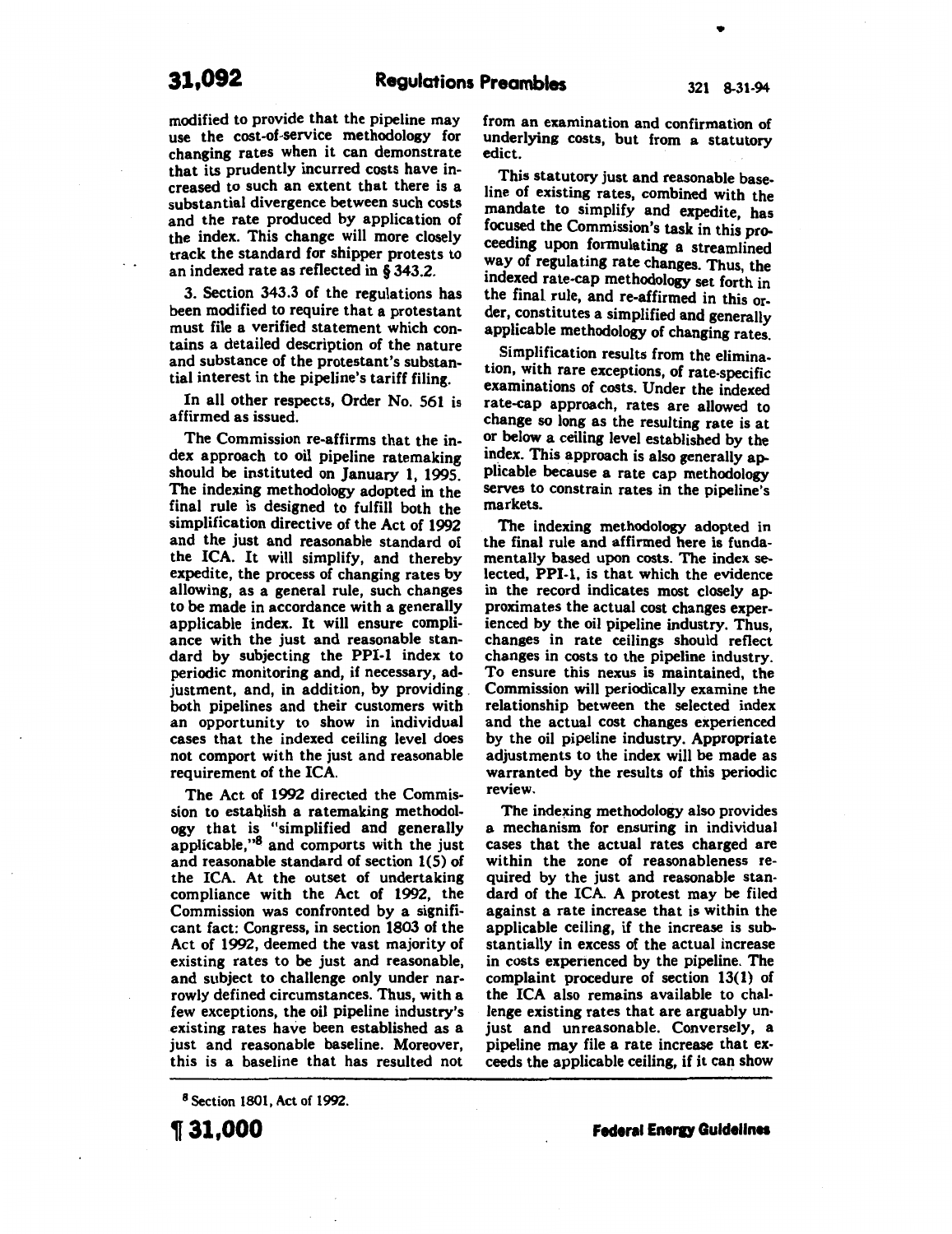modified to provide that the pipeline may use the cost-of-service methodology for changing rates when it can demonstrate that its prudently incurred costs have increased to such an extent that there is a substantial divergence between such costs and the rate produced by application of the index. This change will more closely track the standard for shipper protests to an indexed rate as reflected in § 343.2.

3. Section 343.3 of the regulations has been modified to require that a protestant must file a verified statement which contains a detailed description of the nature and substance of the protestant's substantial interest in the pipeline's tariff filing.

In all other respects, Order No. 561 is affirmed as issued.

The Commission re-affirms that the index approach to oil pipeline ratemaking should be instituted on January 1, 1995. The indexing methodology adopted in the final rule is designed to fulfill both the simplification directive of the Act of 1992 and the just and reasonable standard of the ICA. It will simplify, and thereby expedite, the process of changing rates by allowing, as a general rule, such changes to be made in accordance with a generally applicable index. It will ensure compliance with the just and reasonable standard by subjecting the PPI-1 index to periodic monitoring and, if necessary, adjustment, and, in addition, by providing both pipelines and their customers with an opportunity to show in individual cases that the indexed ceiling level does not comport with the just and reasonable requirement of the ICA.

The Act of 1992 directed the Commission to establish a ratemaking methodology that is "simplified and generally applicable,"[8] and comports with the just and reasonable standard of section 1(5) of the ICA. At the outset of undertaking compliance with the Act of 1992, the Commission was confronted by a significant fact: Congress, in section 1803 of the Act of 1992, deemed the vast majority of existing rates to be just and reasonable, and subject to challenge only under narrowly defined circumstances. Thus, with a few exceptions, the oil pipeline industry's existing rates have been established as a just and reasonable baseline. Moreover, this is a baseline that has resulted not from an examination and confirmation of underlying costs, but from a statutory edict.

This statutory just and reasonable baseline of existing rates, combined with the mandate to simplify and expedite, has focused the Commission's task in this proceeding upon formulating a streamlined way of regulating rate changes. Thus, the indexed rate-cap methodology set forth in the final rule, and re-affirmed in this order, constitutes a simplified and generally applicable methodology of changing rates.

Simplification results from the elimination, with rare exceptions, of rate-specific examinations of costs. Under the indexed rate-cap approach, rates are allowed to change so long as the resulting rate is at or below a ceiling level established by the index. This approach is also generally applicable because a rate cap methodology serves to constrain rates in the pipeline's markets.

The indexing methodology adopted in the final rule and affirmed here is fundamentally based upon costs. The index selected, PPI-1, is that which the evidence in the record indicates most closely approximates the actual cost changes experienced by the oil pipeline industry. Thus, changes in rate ceilings should reflect changes in costs to the pipeline industry. To ensure this nexus is maintained, the Commission will periodically examine the relationship between the selected index and the actual cost changes experienced by the oil pipeline industry. Appropriate adjustments to the index will be made as warranted by the results of this periodic review.

The indexing methodology also provides a mechanism for ensuring in individual cases that the actual rates charged are within the zone of reasonableness required by the just and reasonable standard of the ICA. A protest may be filed against a rate increase that is within the applicable ceiling, if the increase is substantially in excess of the actual increase in costs experienced by the pipeline. The complaint procedure of section 13(1) of the ICA also remains available to challenge existing rates that are arguably unjust and unreasonable. Conversely, a pipeline may file a rate increase that exceeds the applicable ceiling, if it can show

[8] Section 1801, Act of 1992.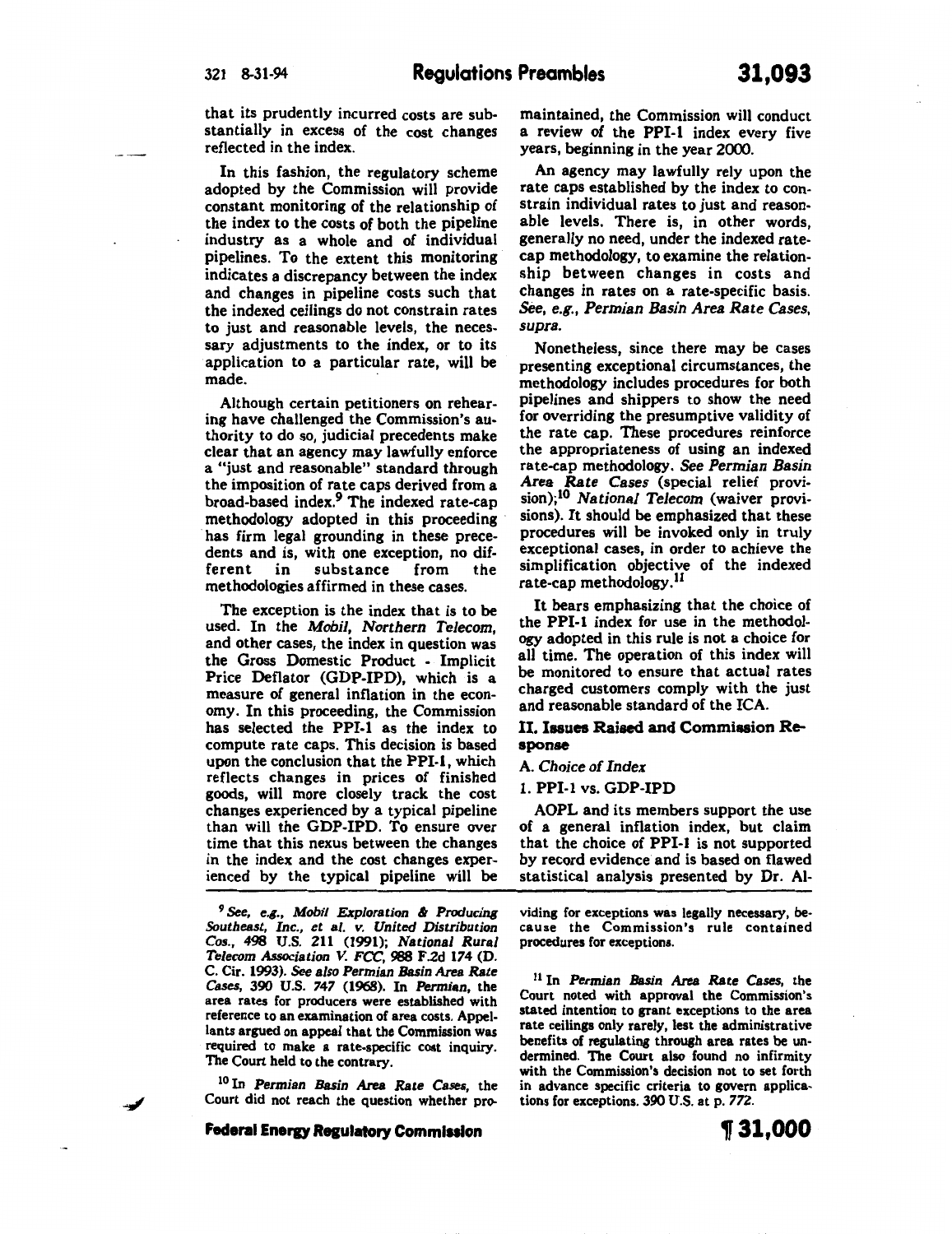that its prudently incurred costs are substantially in excess of the cost changes reflected in the index.

In this fashion, the regulatory scheme adopted by the Commission will provide constant monitoring of the relationship of the index to the costs of both the pipeline industry as a whole and of individual pipelines. To the extent this monitoring indicates a discrepancy between the index and changes in pipeline costs such that the indexed ceilings do not constrain rates to just and reasonable levels, the necessary adjustments to the index, or to its application to a particular rate, will be made.

Although certain petitioners on rehearing have challenged the Commission's authority to do so, judicial precedents make clear that an agency may lawfully enforce a "just and reasonable" standard through the imposition of rate caps derived from a broad-based index.[9] The indexed rate-cap methodology adopted in this proceeding has firm legal grounding in these precedents and is, with one exception, no different in substance from the methodologies affirmed in these cases.

The exception is the index that is to be used. In the *Mobil, Northern Telecom*, and other cases, the index in question was the Gross Domestic Product - Implicit Price Deflator (GDP-IPD), which is a measure of general inflation in the economy. In this proceeding, the Commission has selected the PPI-1 as the index to compute rate caps. This decision is based upon the conclusion that the PPI-1, which reflects changes in prices of finished goods, will more closely track the cost changes experienced by a typical pipeline than will the GDP-IPD. To ensure over time that this nexus between the changes in the index and the cost changes experienced by the typical pipeline will be maintained, the Commission will conduct a review of the PPI-1 index every five years, beginning in the year 2000.

An agency may lawfully rely upon the rate caps established by the index to constrain individual rates to just and reasonable levels. There is, in other words, generally no need, under the indexed rate-cap methodology, to examine the relationship between changes in costs and changes in rates on a rate-specific basis. *See, e.g., Permian Basin Area Rate Cases, supra.*

Nonetheless, since there may be cases presenting exceptional circumstances, the methodology includes procedures for both pipelines and shippers to show the need for overriding the presumptive validity of the rate cap. These procedures reinforce the appropriateness of using an indexed rate-cap methodology. *See Permian Basin Area Rate Cases* (special relief provision);[10] *National Telecom* (waiver provisions). It should be emphasized that these procedures will be invoked only in truly exceptional cases, in order to achieve the simplification objective of the indexed rate-cap methodology.[11]

It bears emphasizing that the choice of the PPI-1 index for use in the methodology adopted in this rule is not a choice for all time. The operation of this index will be monitored to ensure that actual rates charged customers comply with the just and reasonable standard of the ICA.

## II. Issues Raised and Commission Response

### A. *Choice of Index*

#### 1. PPI-1 vs. GDP-IPD

AOPL and its members support the use of a general inflation index, but claim that the choice of PPI-1 is not supported by record evidence and is based on flawed statistical analysis presented by Dr. Al-

---

[9] *See, e.g., Mobil Exploration & Producing Southeast, Inc., et al. v. United Distribution Cos.*, 498 U.S. 211 (1991); *National Rural Telecom Association V. FCC*, 988 F.2d 174 (D. C. Cir. 1993). *See also Permian Basin Area Rate Cases*, 390 U.S. 747 (1968). In *Permian*, the area rates for producers were established with reference to an examination of area costs. Appellants argued on appeal that the Commission was required to make a rate-specific cost inquiry. The Court held to the contrary.

[10] In *Permian Basin Area Rate Cases*, the Court did not reach the question whether providing for exceptions was legally necessary, because the Commission's rule contained procedures for exceptions.

[11] In *Permian Basin Area Rate Cases*, the Court noted with approval the Commission's stated intention to grant exceptions to the area rate ceilings only rarely, lest the administrative benefits of regulating through area rates be undermined. The Court also found no infirmity with the Commission's decision not to set forth in advance specific criteria to govern applications for exceptions. 390 U.S. at p. 772.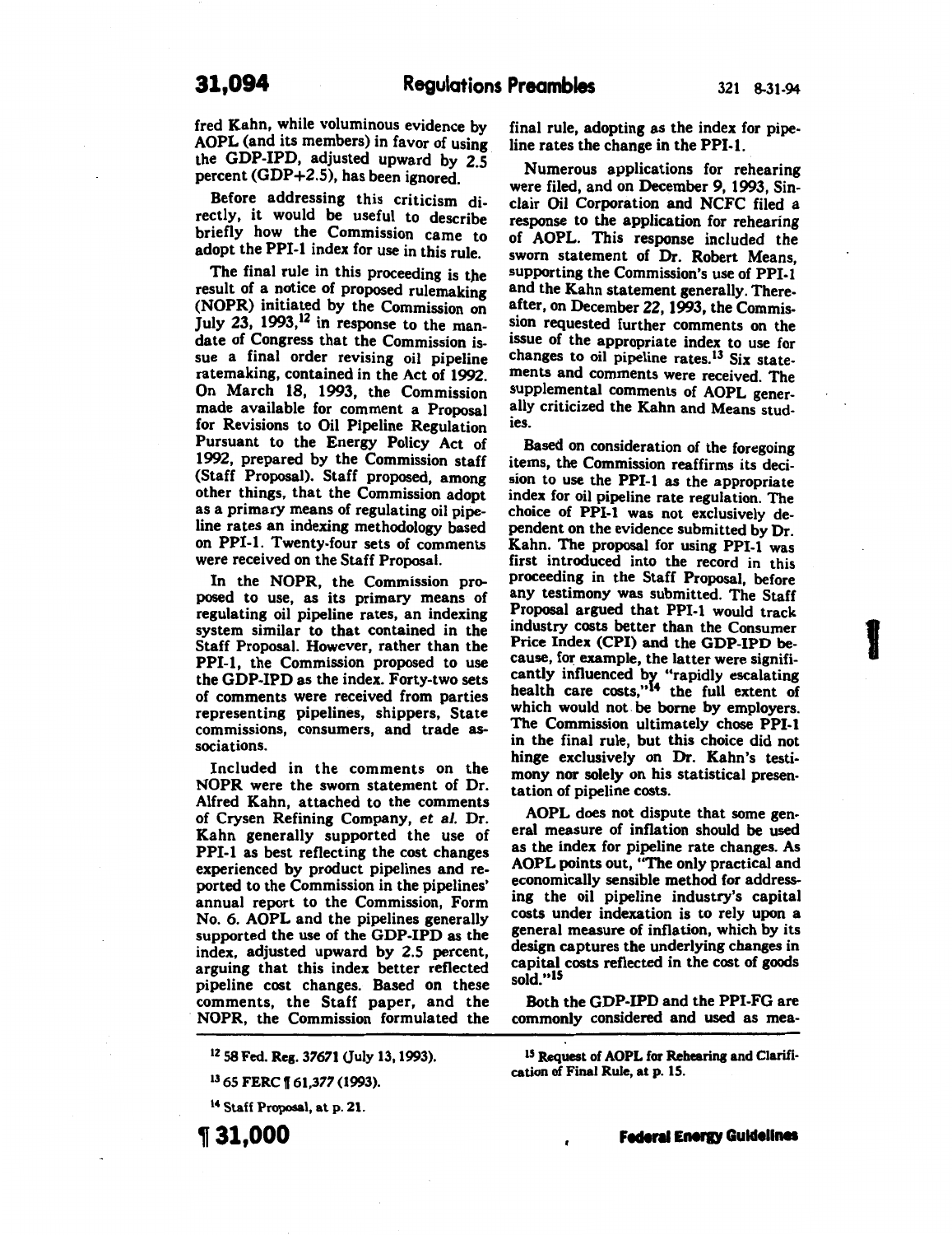fred Kahn, while voluminous evidence by AOPL (and its members) in favor of using the GDP-IPD, adjusted upward by 2.5 percent (GDP+2.5), has been ignored.

Before addressing this criticism directly, it would be useful to describe briefly how the Commission came to adopt the PPI-1 index for use in this rule.

The final rule in this proceeding is the result of a notice of proposed rulemaking (NOPR) initiated by the Commission on July 23, 1993,[12] in response to the mandate of Congress that the Commission issue a final order revising oil pipeline ratemaking, contained in the Act of 1992. On March 18, 1993, the Commission made available for comment a Proposal for Revisions to Oil Pipeline Regulation Pursuant to the Energy Policy Act of 1992, prepared by the Commission staff (Staff Proposal). Staff proposed, among other things, that the Commission adopt as a primary means of regulating oil pipeline rates an indexing methodology based on PPI-1. Twenty-four sets of comments were received on the Staff Proposal.

In the NOPR, the Commission proposed to use, as its primary means of regulating oil pipeline rates, an indexing system similar to that contained in the Staff Proposal. However, rather than the PPI-1, the Commission proposed to use the GDP-IPD as the index. Forty-two sets of comments were received from parties representing pipelines, shippers, State commissions, consumers, and trade associations.

Included in the comments on the NOPR were the sworn statement of Dr. Alfred Kahn, attached to the comments of Crysen Refining Company, *et al.* Dr. Kahn generally supported the use of PPI-1 as best reflecting the cost changes experienced by product pipelines and reported to the Commission in the pipelines' annual report to the Commission, Form No. 6. AOPL and the pipelines generally supported the use of the GDP-IPD as the index, adjusted upward by 2.5 percent, arguing that this index better reflected pipeline cost changes. Based on these comments, the Staff paper, and the NOPR, the Commission formulated the final rule, adopting as the index for pipeline rates the change in the PPI-1.

Numerous applications for rehearing were filed, and on December 9, 1993, Sinclair Oil Corporation and NCFC filed a response to the application for rehearing of AOPL. This response included the sworn statement of Dr. Robert Means, supporting the Commission's use of PPI-1 and the Kahn statement generally. Thereafter, on December 22, 1993, the Commission requested further comments on the issue of the appropriate index to use for changes to oil pipeline rates.[13] Six statements and comments were received. The supplemental comments of AOPL generally criticized the Kahn and Means studies.

Based on consideration of the foregoing items, the Commission reaffirms its decision to use the PPI-1 as the appropriate index for oil pipeline rate regulation. The choice of PPI-1 was not exclusively dependent on the evidence submitted by Dr. Kahn. The proposal for using PPI-1 was first introduced into the record in this proceeding in the Staff Proposal, before any testimony was submitted. The Staff Proposal argued that PPI-1 would track industry costs better than the Consumer Price Index (CPI) and the GDP-IPD because, for example, the latter were significantly influenced by "rapidly escalating health care costs,"[14] the full extent of which would not be borne by employers. The Commission ultimately chose PPI-1 in the final rule, but this choice did not hinge exclusively on Dr. Kahn's testimony nor solely on his statistical presentation of pipeline costs.

AOPL does not dispute that some general measure of inflation should be used as the index for pipeline rate changes. As AOPL points out, "The only practical and economically sensible method for addressing the oil pipeline industry's capital costs under indexation is to rely upon a general measure of inflation, which by its design captures the underlying changes in capital costs reflected in the cost of goods sold."[15]

Both the GDP-IPD and the PPI-FG are commonly considered and used as mea-

---

[12] 58 Fed. Reg. 37671 (July 13, 1993).

[13] 65 FERC ¶ 61,377 (1993).

[14] Staff Proposal, at p. 21.

[15] Request of AOPL for Rehearing and Clarification of Final Rule, at p. 15.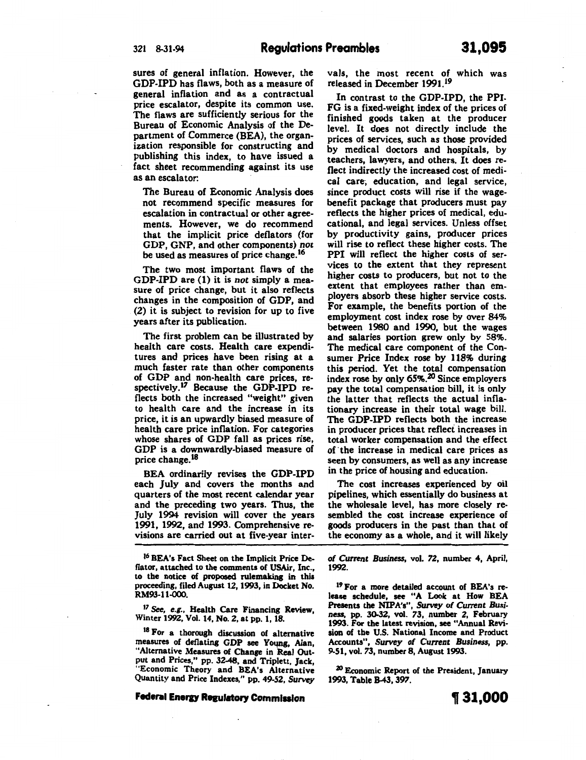sures of general inflation. However, the GDP-IPD has flaws, both as a measure of general inflation and as a contractual price escalator, despite its common use. The flaws are sufficiently serious for the Bureau of Economic Analysis of the Department of Commerce (BEA), the organization responsible for constructing and publishing this index, to have issued a fact sheet recommending against its use as an escalator:

> The Bureau of Economic Analysis does not recommend specific measures for escalation in contractual or other agreements. However, we do recommend that the implicit price deflators (for GDP, GNP, and other components) *not* be used as measures of price change.[16]

The two most important flaws of the GDP-IPD are (1) it is *not* simply a measure of price change, but it also reflects changes in the composition of GDP, and (2) it is subject to revision for up to five years after its publication.

The first problem can be illustrated by health care costs. Health care expenditures and prices have been rising at a much faster rate than other components of GDP and non-health care prices, respectively.[17] Because the GDP-IPD reflects both the increased "weight" given to health care and the increase in its price, it is an upwardly biased measure of health care price inflation. For categories whose shares of GDP fall as prices rise, GDP is a downwardly-biased measure of price change.[18]

BEA ordinarily revises the GDP-IPD each July and covers the months and quarters of the most recent calendar year and the preceding two years. Thus, the July 1994 revision will cover the years 1991, 1992, and 1993. Comprehensive revisions are carried out at five-year intervals, the most recent of which was released in December 1991.[19]

In contrast to the GDP-IPD, the PPI-FG is a fixed-weight index of the prices of finished goods taken at the producer level. It does not directly include the prices of services, such as those provided by medical doctors and hospitals, by teachers, lawyers, and others. It does reflect indirectly the increased cost of medical care, education, and legal service, since product costs will rise if the wage-benefit package that producers must pay reflects the higher prices of medical, educational, and legal services. Unless offset by productivity gains, producer prices will rise to reflect these higher costs. The PPI will reflect the higher costs of services to the extent that they represent higher costs to producers, but not to the extent that employees rather than employers absorb these higher service costs. For example, the benefits portion of the employment cost index rose by over 84% between 1980 and 1990, but the wages and salaries portion grew only by 58%. The medical care component of the Consumer Price Index rose by 118% during this period. Yet the total compensation index rose by only 65%.[20] Since employers pay the total compensation bill, it is only the latter that reflects the actual inflationary increase in their total wage bill. The GDP-IPD reflects both the increase in producer prices that reflect increases in total worker compensation and the effect of the increase in medical care prices as seen by consumers, as well as any increase in the price of housing and education.

The cost increases experienced by oil pipelines, which essentially do business at the wholesale level, has more closely resembled the cost increase experience of goods producers in the past than that of the economy as a whole, and it will likely

---

[16] BEA's Fact Sheet on the Implicit Price Deflator, attached to the comments of USAir, Inc., to the notice of proposed rulemaking in this proceeding, filed August 12, 1993, in Docket No. RM93-11-000.

[17] *See, e.g.*, Health Care Financing Review, Winter 1992, Vol. 14, No. 2, at pp. 1, 18.

[18] For a thorough discussion of alternative measures of deflating GDP see Young, Alan, "Alternative Measures of Change in Real Output and Prices," pp. 32-48, and Triplett, Jack, "Economic Theory and BEA's Alternative Quantity and Price Indexes," pp. 49-52, *Survey of Current Business*, vol. 72, number 4, April, 1992.

[19] For a more detailed account of BEA's release schedule, see "A Look at How BEA Presents the NIPA's", *Survey of Current Business*, pp. 30-32, vol. 73, number 2, February 1993. For the latest revision, see "Annual Revision of the U.S. National Income and Product Accounts", *Survey of Current Business*, pp. 9-51, vol. 73, number 8, August 1993.

[20] Economic Report of the President, January 1993, Table B-43, 397.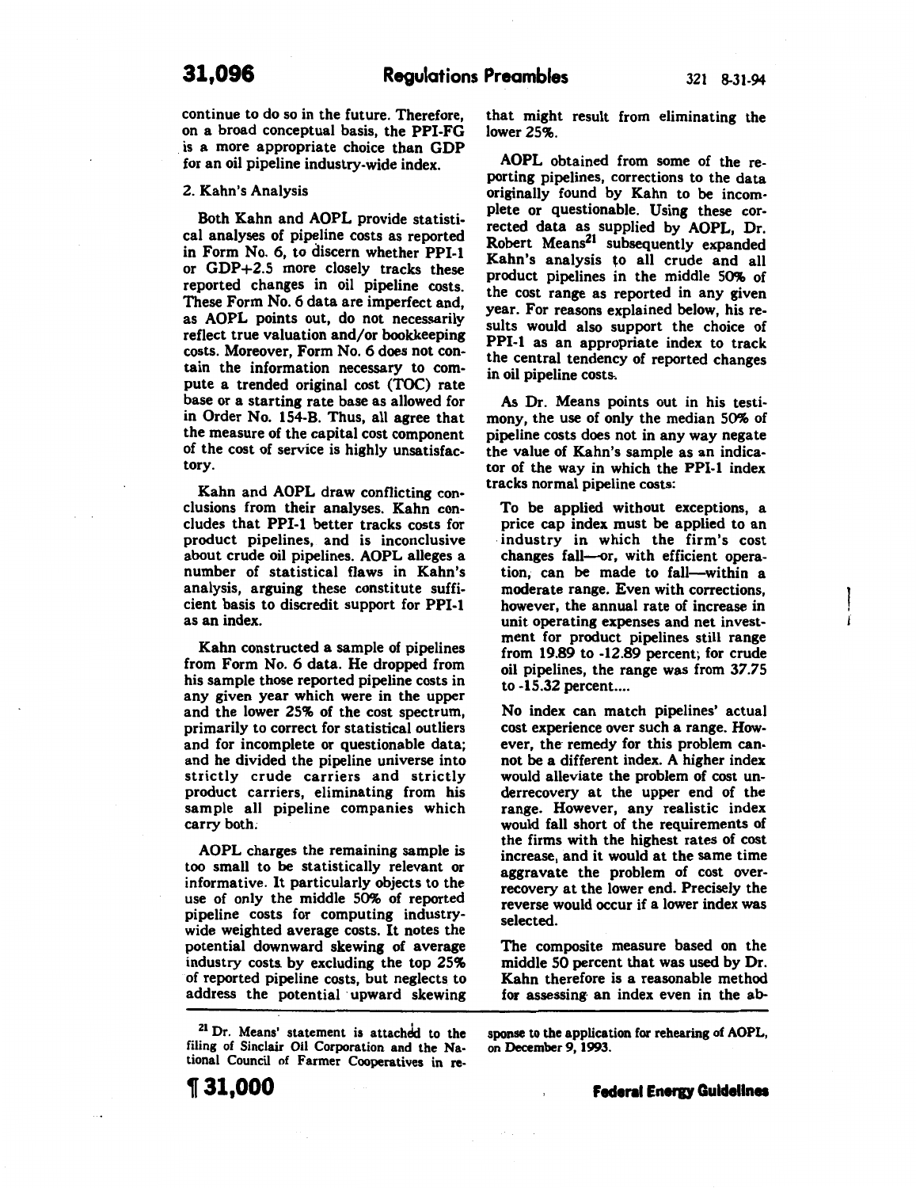continue to do so in the future. Therefore, on a broad conceptual basis, the PPI-FG is a more appropriate choice than GDP for an oil pipeline industry-wide index.

2. Kahn's Analysis

Both Kahn and AOPL provide statistical analyses of pipeline costs as reported in Form No. 6, to discern whether PPI-1 or GDP+2.5 more closely tracks these reported changes in oil pipeline costs. These Form No. 6 data are imperfect and, as AOPL points out, do not necessarily reflect true valuation and/or bookkeeping costs. Moreover, Form No. 6 does not contain the information necessary to compute a trended original cost (TOC) rate base or a starting rate base as allowed for in Order No. 154-B. Thus, all agree that the measure of the capital cost component of the cost of service is highly unsatisfactory.

Kahn and AOPL draw conflicting conclusions from their analyses. Kahn concludes that PPI-1 better tracks costs for product pipelines, and is inconclusive about crude oil pipelines. AOPL alleges a number of statistical flaws in Kahn's analysis, arguing these constitute sufficient basis to discredit support for PPI-1 as an index.

Kahn constructed a sample of pipelines from Form No. 6 data. He dropped from his sample those reported pipeline costs in any given year which were in the upper and the lower 25% of the cost spectrum, primarily to correct for statistical outliers and for incomplete or questionable data; and he divided the pipeline universe into strictly crude carriers and strictly product carriers, eliminating from his sample all pipeline companies which carry both.

AOPL charges the remaining sample is too small to be statistically relevant or informative. It particularly objects to the use of only the middle 50% of reported pipeline costs for computing industry-wide weighted average costs. It notes the potential downward skewing of average industry costs by excluding the top 25% of reported pipeline costs, but neglects to address the potential upward skewing that might result from eliminating the lower 25%.

AOPL obtained from some of the reporting pipelines, corrections to the data originally found by Kahn to be incomplete or questionable. Using these corrected data as supplied by AOPL, Dr. Robert Means[21] subsequently expanded Kahn's analysis to all crude and all product pipelines in the middle 50% of the cost range as reported in any given year. For reasons explained below, his results would also support the choice of PPI-1 as an appropriate index to track the central tendency of reported changes in oil pipeline costs.

As Dr. Means points out in his testimony, the use of only the median 50% of pipeline costs does not in any way negate the value of Kahn's sample as an indicator of the way in which the PPI-1 index tracks normal pipeline costs:

> To be applied without exceptions, a price cap index must be applied to an industry in which the firm's cost changes fall—or, with efficient operation, can be made to fall—within a moderate range. Even with corrections, however, the annual rate of increase in unit operating expenses and net investment for product pipelines still range from 19.89 to -12.89 percent; for crude oil pipelines, the range was from 37.75 to -15.32 percent....
>
> No index can match pipelines' actual cost experience over such a range. However, the remedy for this problem cannot be a different index. A higher index would alleviate the problem of cost underrecovery at the upper end of the range. However, any realistic index would fall short of the requirements of the firms with the highest rates of cost increase, and it would at the same time aggravate the problem of cost overrecovery at the lower end. Precisely the reverse would occur if a lower index was selected.
>
> The composite measure based on the middle 50 percent that was used by Dr. Kahn therefore is a reasonable method for assessing an index even in the ab-

---

[21] Dr. Means' statement is attached to the filing of Sinclair Oil Corporation and the National Council of Farmer Cooperatives in response to the application for rehearing of AOPL, on December 9, 1993.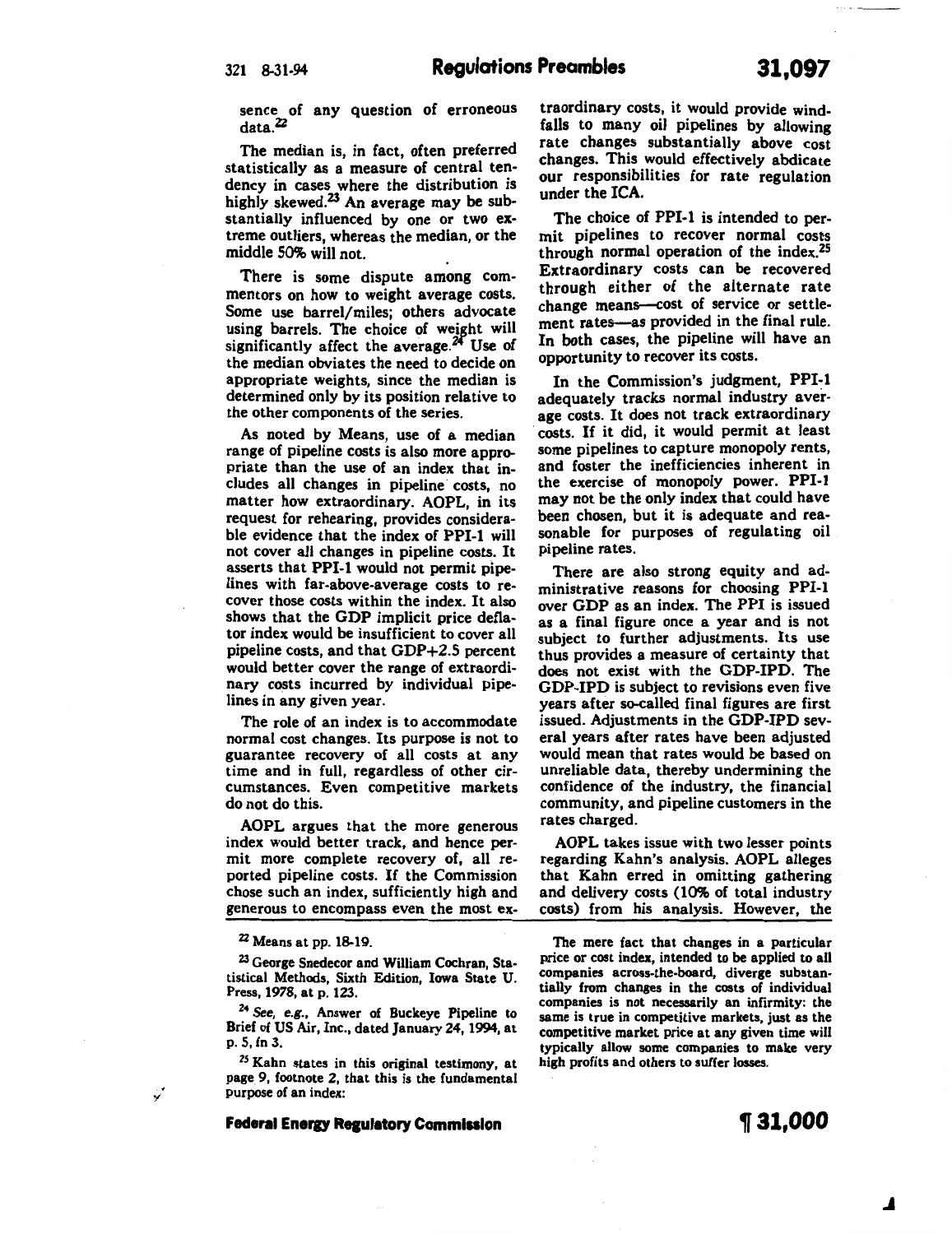sence of any question of erroneous data.[22]

The median is, in fact, often preferred statistically as a measure of central tendency in cases where the distribution is highly skewed.[23] An average may be substantially influenced by one or two extreme outliers, whereas the median, or the middle 50% will not.

There is some dispute among commentors on how to weight average costs. Some use barrel/miles; others advocate using barrels. The choice of weight will significantly affect the average.[24] Use of the median obviates the need to decide on appropriate weights, since the median is determined only by its position relative to the other components of the series.

As noted by Means, use of a median range of pipeline costs is also more appropriate than the use of an index that includes all changes in pipeline costs, no matter how extraordinary. AOPL, in its request for rehearing, provides considerable evidence that the index of PPI-1 will not cover all changes in pipeline costs. It asserts that PPI-1 would not permit pipelines with far-above-average costs to recover those costs within the index. It also shows that the GDP implicit price deflator index would be insufficient to cover all pipeline costs, and that GDP+2.5 percent would better cover the range of extraordinary costs incurred by individual pipelines in any given year.

The role of an index is to accommodate normal cost changes. Its purpose is not to guarantee recovery of all costs at any time and in full, regardless of other circumstances. Even competitive markets do not do this.

AOPL argues that the more generous index would better track, and hence permit more complete recovery of, all reported pipeline costs. If the Commission chose such an index, sufficiently high and generous to encompass even the most extraordinary costs, it would provide windfalls to many oil pipelines by allowing rate changes substantially above cost changes. This would effectively abdicate our responsibilities for rate regulation under the ICA.

The choice of PPI-1 is intended to permit pipelines to recover normal costs through normal operation of the index.[25] Extraordinary costs can be recovered through either of the alternate rate change means—cost of service or settlement rates—as provided in the final rule. In both cases, the pipeline will have an opportunity to recover its costs.

In the Commission's judgment, PPI-1 adequately tracks normal industry average costs. It does not track extraordinary costs. If it did, it would permit at least some pipelines to capture monopoly rents, and foster the inefficiencies inherent in the exercise of monopoly power. PPI-1 may not be the only index that could have been chosen, but it is adequate and reasonable for purposes of regulating oil pipeline rates.

There are also strong equity and administrative reasons for choosing PPI-1 over GDP as an index. The PPI is issued as a final figure once a year and is not subject to further adjustments. Its use thus provides a measure of certainty that does not exist with the GDP-IPD. The GDP-IPD is subject to revisions even five years after so-called final figures are first issued. Adjustments in the GDP-IPD several years after rates have been adjusted would mean that rates would be based on unreliable data, thereby undermining the confidence of the industry, the financial community, and pipeline customers in the rates charged.

AOPL takes issue with two lesser points regarding Kahn's analysis. AOPL alleges that Kahn erred in omitting gathering and delivery costs (10% of total industry costs) from his analysis. However, the

---

[22] Means at pp. 18-19.

[23] George Snedecor and William Cochran, Statistical Methods, Sixth Edition, Iowa State U. Press, 1978, at p. 123.

[24] *See, e.g.*, Answer of Buckeye Pipeline to Brief of US Air, Inc., dated January 24, 1994, at p. 5, fn 3.

[25] Kahn states in this original testimony, at page 9, footnote 2, that this is the fundamental purpose of an index:

The mere fact that changes in a particular price or cost index, intended to be applied to all companies across-the-board, diverge substantially from changes in the costs of individual companies is not necessarily an infirmity: the same is true in competitive markets, just as the competitive market price at any given time will typically allow some companies to make very high profits and others to suffer losses.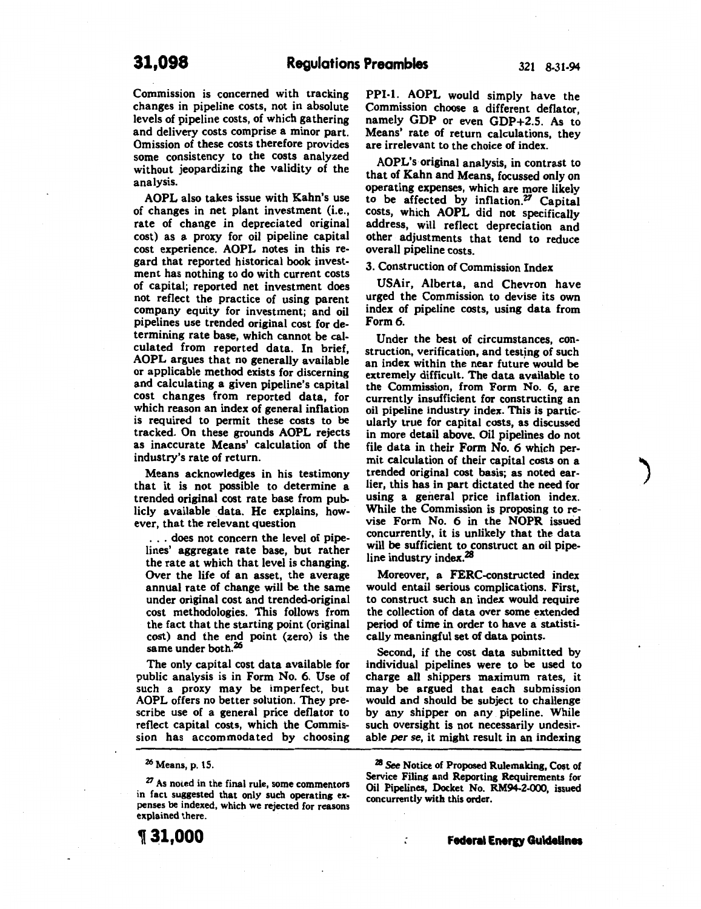Commission is concerned with tracking changes in pipeline costs, not in absolute levels of pipeline costs, of which gathering and delivery costs comprise a minor part. Omission of these costs therefore provides some consistency to the costs analyzed without jeopardizing the validity of the analysis.

AOPL also takes issue with Kahn's use of changes in net plant investment (i.e., rate of change in depreciated original cost) as a proxy for oil pipeline capital cost experience. AOPL notes in this regard that reported historical book investment has nothing to do with current costs of capital; reported net investment does not reflect the practice of using parent company equity for investment; and oil pipelines use trended original cost for determining rate base, which cannot be calculated from reported data. In brief, AOPL argues that no generally available or applicable method exists for discerning and calculating a given pipeline's capital cost changes from reported data, for which reason an index of general inflation is required to permit these costs to be tracked. On these grounds AOPL rejects as inaccurate Means' calculation of the industry's rate of return.

Means acknowledges in his testimony that it is not possible to determine a trended original cost rate base from publicly available data. He explains, however, that the relevant question

> . . . does not concern the level of pipelines' aggregate rate base, but rather the rate at which that level is changing. Over the life of an asset, the average annual rate of change will be the same under original cost and trended-original cost methodologies. This follows from the fact that the starting point (original cost) and the end point (zero) is the same under both.[26]

The only capital cost data available for public analysis is in Form No. 6. Use of such a proxy may be imperfect, but AOPL offers no better solution. They prescribe use of a general price deflator to reflect capital costs, which the Commission has accommodated by choosing PPI-1. AOPL would simply have the Commission choose a different deflator, namely GDP or even GDP+2.5. As to Means' rate of return calculations, they are irrelevant to the choice of index.

AOPL's original analysis, in contrast to that of Kahn and Means, focussed only on operating expenses, which are more likely to be affected by inflation.[27] Capital costs, which AOPL did not specifically address, will reflect depreciation and other adjustments that tend to reduce overall pipeline costs.

3. Construction of Commission Index

USAir, Alberta, and Chevron have urged the Commission to devise its own index of pipeline costs, using data from Form 6.

Under the best of circumstances, construction, verification, and testing of such an index within the near future would be extremely difficult. The data available to the Commission, from Form No. 6, are currently insufficient for constructing an oil pipeline industry index. This is particularly true for capital costs, as discussed in more detail above. Oil pipelines do not file data in their Form No. 6 which permit calculation of their capital costs on a trended original cost basis; as noted earlier, this has in part dictated the need for using a general price inflation index. While the Commission is proposing to revise Form No. 6 in the NOPR issued concurrently, it is unlikely that the data will be sufficient to construct an oil pipeline industry index.[28]

Moreover, a FERC-constructed index would entail serious complications. First, to construct such an index would require the collection of data over some extended period of time in order to have a statistically meaningful set of data points.

Second, if the cost data submitted by individual pipelines were to be used to charge all shippers maximum rates, it may be argued that each submission would and should be subject to challenge by any shipper on any pipeline. While such oversight is not necessarily undesirable *per se*, it might result in an indexing

---

[26] Means, p. 15.

[27] As noted in the final rule, some commentors in fact suggested that only such operating expenses be indexed, which we rejected for reasons explained there.

[28] *See* Notice of Proposed Rulemaking, Cost of Service Filing and Reporting Requirements for Oil Pipelines, Docket No. RM94-2-000, issued concurrently with this order.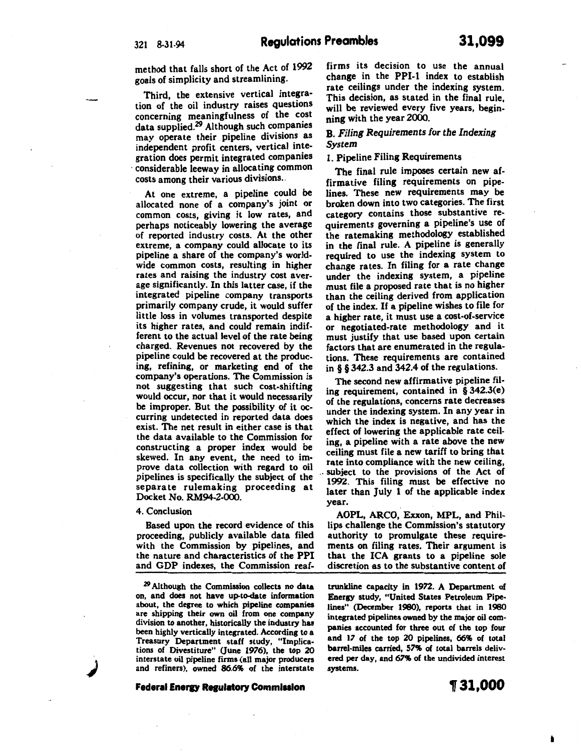method that falls short of the Act of 1992 goals of simplicity and streamlining.

Third, the extensive vertical integration of the oil industry raises questions concerning meaningfulness of the cost data supplied.[29] Although such companies may operate their pipeline divisions as independent profit centers, vertical integration does permit integrated companies considerable leeway in allocating common costs among their various divisions.

At one extreme, a pipeline could be allocated none of a company's joint or common costs, giving it low rates, and perhaps noticeably lowering the average of reported industry costs. At the other extreme, a company could allocate to its pipeline a share of the company's worldwide common costs, resulting in higher rates and raising the industry cost average significantly. In this latter case, if the integrated pipeline company transports primarily company crude, it would suffer little loss in volumes transported despite its higher rates, and could remain indifferent to the actual level of the rate being charged. Revenues not recovered by the pipeline could be recovered at the producing, refining, or marketing end of the company's operations. The Commission is not suggesting that such cost-shifting would occur, nor that it would necessarily be improper. But the possibility of it occurring undetected in reported data does exist. The net result in either case is that the data available to the Commission for constructing a proper index would be skewed. In any event, the need to improve data collection with regard to oil pipelines is specifically the subject of the separate rulemaking proceeding at Docket No. RM94-2-000.

4. Conclusion

Based upon the record evidence of this proceeding, publicly available data filed with the Commission by pipelines, and the nature and characteristics of the PPI and GDP indexes, the Commission reaffirms its decision to use the annual change in the PPI-1 index to establish rate ceilings under the indexing system. This decision, as stated in the final rule, will be reviewed every five years, beginning with the year 2000.

### B. *Filing Requirements for the Indexing System*

1. Pipeline Filing Requirements

The final rule imposes certain new affirmative filing requirements on pipelines. These new requirements may be broken down into two categories. The first category contains those substantive requirements governing a pipeline's use of the ratemaking methodology established in the final rule. A pipeline is generally required to use the indexing system to change rates. In filing for a rate change under the indexing system, a pipeline must file a proposed rate that is no higher than the ceiling derived from application of the index. If a pipeline wishes to file for a higher rate, it must use a cost-of-service or negotiated-rate methodology and it must justify that use based upon certain factors that are enumerated in the regulations. These requirements are contained in § § 342.3 and 342.4 of the regulations.

The second new affirmative pipeline filing requirement, contained in § 342.3(e) of the regulations, concerns rate decreases under the indexing system. In any year in which the index is negative, and has the effect of lowering the applicable rate ceiling, a pipeline with a rate above the new ceiling must file a new tariff to bring that rate into compliance with the new ceiling, subject to the provisions of the Act of 1992. This filing must be effective no later than July 1 of the applicable index year.

AOPL, ARCO, Exxon, MPL, and Phillips challenge the Commission's statutory authority to promulgate these requirements on filing rates. Their argument is that the ICA grants to a pipeline sole discretion as to the substantive content of

---

[29] Although the Commission collects no data on, and does not have up-to-date information about, the degree to which pipeline companies are shipping their own oil from one company division to another, historically the industry has been highly vertically integrated. According to a Treasury Department staff study, "Implications of Divestiture" (June 1976), the top 20 interstate oil pipeline firms (all major producers and refiners), owned 86.6% of the interstate trunkline capacity in 1972. A Department of Energy study, "United States Petroleum Pipelines" (December 1980), reports that in 1980 integrated pipelines owned by the major oil companies accounted for three out of the top four and 17 of the top 20 pipelines, 66% of total barrel-miles carried, 57% of total barrels delivered per day, and 67% of the undivided interest systems.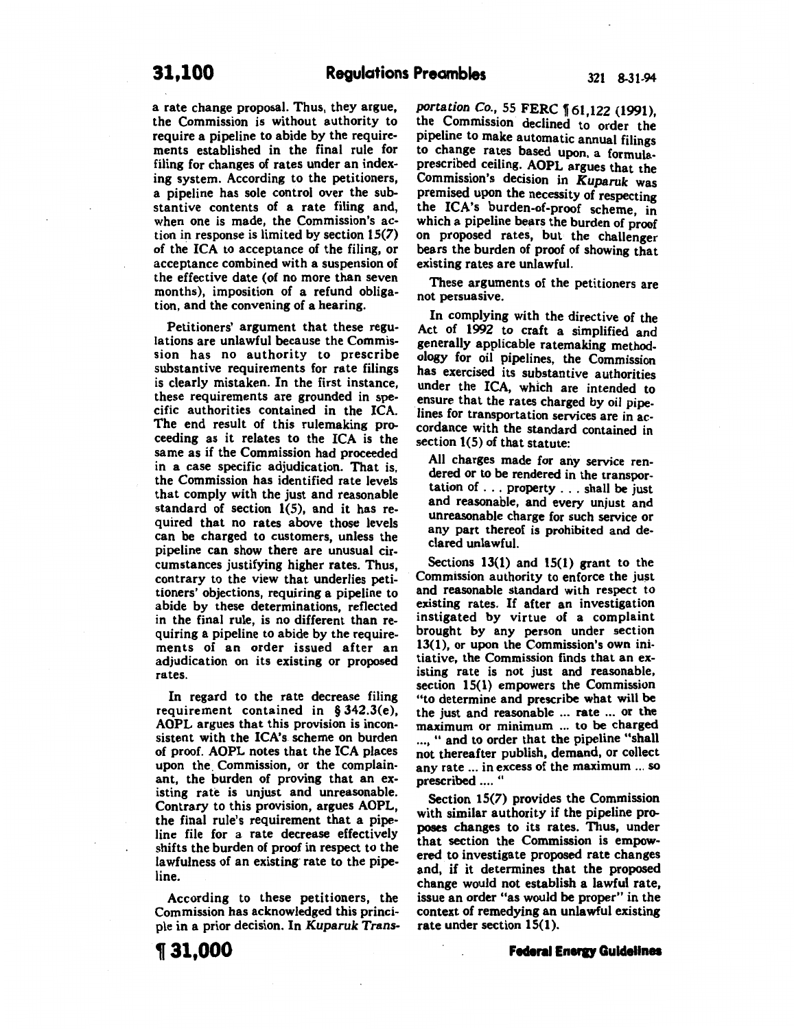a rate change proposal. Thus, they argue, the Commission is without authority to require a pipeline to abide by the requirements established in the final rule for filing for changes of rates under an indexing system. According to the petitioners, a pipeline has sole control over the substantive contents of a rate filing and, when one is made, the Commission's action in response is limited by section 15(7) of the ICA to acceptance of the filing, or acceptance combined with a suspension of the effective date (of no more than seven months), imposition of a refund obligation, and the convening of a hearing.

Petitioners' argument that these regulations are unlawful because the Commission has no authority to prescribe substantive requirements for rate filings is clearly mistaken. In the first instance, these requirements are grounded in specific authorities contained in the ICA. The end result of this rulemaking proceeding as it relates to the ICA is the same as if the Commission had proceeded in a case specific adjudication. That is, the Commission has identified rate levels that comply with the just and reasonable standard of section 1(5), and it has required that no rates above those levels can be charged to customers, unless the pipeline can show there are unusual circumstances justifying higher rates. Thus, contrary to the view that underlies petitioners' objections, requiring a pipeline to abide by these determinations, reflected in the final rule, is no different than requiring a pipeline to abide by the requirements of an order issued after an adjudication on its existing or proposed rates.

In regard to the rate decrease filing requirement contained in § 342.3(e), AOPL argues that this provision is inconsistent with the ICA's scheme on burden of proof. AOPL notes that the ICA places upon the Commission, or the complainant, the burden of proving that an existing rate is unjust and unreasonable. Contrary to this provision, argues AOPL, the final rule's requirement that a pipeline file for a rate decrease effectively shifts the burden of proof in respect to the lawfulness of an existing rate to the pipeline.

According to these petitioners, the Commission has acknowledged this principle in a prior decision. In *Kuparuk Transportation Co.*, 55 FERC ¶ 61,122 (1991), the Commission declined to order the pipeline to make automatic annual filings to change rates based upon a formula-prescribed ceiling. AOPL argues that the Commission's decision in *Kuparuk* was premised upon the necessity of respecting the ICA's burden-of-proof scheme, in which a pipeline bears the burden of proof on proposed rates, but the challenger bears the burden of proof of showing that existing rates are unlawful.

These arguments of the petitioners are not persuasive.

In complying with the directive of the Act of 1992 to craft a simplified and generally applicable ratemaking methodology for oil pipelines, the Commission has exercised its substantive authorities under the ICA, which are intended to ensure that the rates charged by oil pipelines for transportation services are in accordance with the standard contained in section 1(5) of that statute:

> All charges made for any service rendered or to be rendered in the transportation of . . . property . . . shall be just and reasonable, and every unjust and unreasonable charge for such service or any part thereof is prohibited and declared unlawful.

Sections 13(1) and 15(1) grant to the Commission authority to enforce the just and reasonable standard with respect to existing rates. If after an investigation instigated by virtue of a complaint brought by any person under section 13(1), or upon the Commission's own initiative, the Commission finds that an existing rate is not just and reasonable, section 15(1) empowers the Commission "to determine and prescribe what will be the just and reasonable ... rate ... or the maximum or minimum ... to be charged ...," and to order that the pipeline "shall not thereafter publish, demand, or collect any rate ... in excess of the maximum ... so prescribed .... "

Section 15(7) provides the Commission with similar authority if the pipeline proposes changes to its rates. Thus, under that section the Commission is empowered to investigate proposed rate changes and, if it determines that the proposed change would not establish a lawful rate, issue an order "as would be proper" in the context of remedying an unlawful existing rate under section 15(1).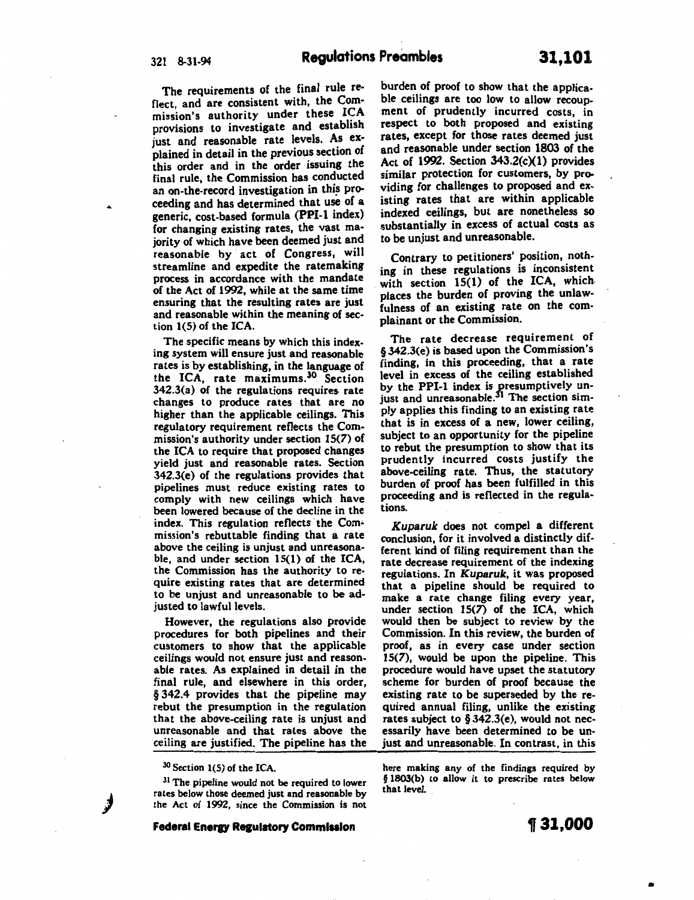The requirements of the final rule reflect, and are consistent with, the Commission's authority under these ICA provisions to investigate and establish just and reasonable rate levels. As explained in detail in the previous section of this order and in the order issuing the final rule, the Commission has conducted an on-the-record investigation in this proceeding and has determined that use of a generic, cost-based formula (PPI-1 index) for changing existing rates, the vast majority of which have been deemed just and reasonable by act of Congress, will streamline and expedite the ratemaking process in accordance with the mandate of the Act of 1992, while at the same time ensuring that the resulting rates are just and reasonable within the meaning of section 1(5) of the ICA.

The specific means by which this indexing system will ensure just and reasonable rates is by establishing, in the language of the ICA, rate maximums.[30] Section 342.3(a) of the regulations requires rate changes to produce rates that are no higher than the applicable ceilings. This regulatory requirement reflects the Commission's authority under section 15(7) of the ICA to require that proposed changes yield just and reasonable rates. Section 342.3(e) of the regulations provides that pipelines must reduce existing rates to comply with new ceilings which have been lowered because of the decline in the index. This regulation reflects the Commission's rebuttable finding that a rate above the ceiling is unjust and unreasonable, and under section 15(1) of the ICA, the Commission has the authority to require existing rates that are determined to be unjust and unreasonable to be adjusted to lawful levels.

However, the regulations also provide procedures for both pipelines and their customers to show that the applicable ceilings would not ensure just and reasonable rates. As explained in detail in the final rule, and elsewhere in this order, § 342.4 provides that the pipeline may rebut the presumption in the regulation that the above-ceiling rate is unjust and unreasonable and that rates above the ceiling are justified. The pipeline has the burden of proof to show that the applicable ceilings are too low to allow recoupment of prudently incurred costs, in respect to both proposed and existing rates, except for those rates deemed just and reasonable under section 1803 of the Act of 1992. Section 343.2(c)(1) provides similar protection for customers, by providing for challenges to proposed and existing rates that are within applicable indexed ceilings, but are nonetheless so substantially in excess of actual costs as to be unjust and unreasonable.

Contrary to petitioners' position, nothing in these regulations is inconsistent with section 15(1) of the ICA, which places the burden of proving the unlawfulness of an existing rate on the complainant or the Commission.

The rate decrease requirement of § 342.3(e) is based upon the Commission's finding, in this proceeding, that a rate level in excess of the ceiling established by the PPI-1 index is presumptively unjust and unreasonable.[31] The section simply applies this finding to an existing rate that is in excess of a new, lower ceiling, subject to an opportunity for the pipeline to rebut the presumption to show that its prudently incurred costs justify the above-ceiling rate. Thus, the statutory burden of proof has been fulfilled in this proceeding and is reflected in the regulations.

*Kuparuk* does not compel a different conclusion, for it involved a distinctly different kind of filing requirement than the rate decrease requirement of the indexing regulations. In *Kuparuk*, it was proposed that a pipeline should be required to make a rate change filing every year, under section 15(7) of the ICA, which would then be subject to review by the Commission. In this review, the burden of proof, as in every case under section 15(7), would be upon the pipeline. This procedure would have upset the statutory scheme for burden of proof because the existing rate to be superseded by the required annual filing, unlike the existing rates subject to § 342.3(e), would not necessarily have been determined to be unjust and unreasonable. In contrast, in this

[30] Section 1(5) of the ICA.

[31] The pipeline would not be required to lower rates below those deemed just and reasonable by the Act of 1992, since the Commission is not here making any of the findings required by § 1803(b) to allow it to prescribe rates below that level.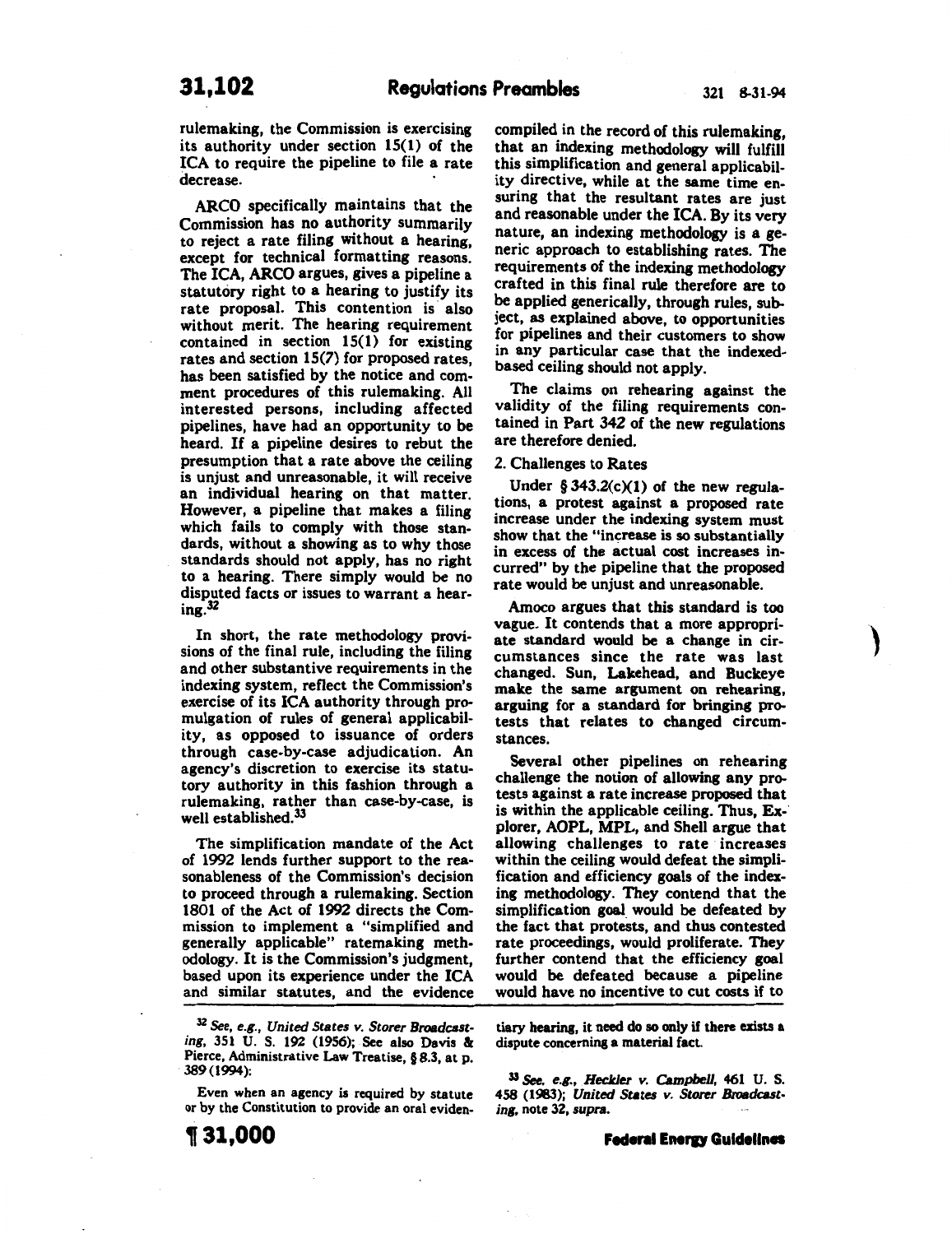rulemaking, the Commission is exercising its authority under section 15(1) of the ICA to require the pipeline to file a rate decrease.

ARCO specifically maintains that the Commission has no authority summarily to reject a rate filing without a hearing, except for technical formatting reasons. The ICA, ARCO argues, gives a pipeline a statutory right to a hearing to justify its rate proposal. This contention is also without merit. The hearing requirement contained in section 15(1) for existing rates and section 15(7) for proposed rates, has been satisfied by the notice and comment procedures of this rulemaking. All interested persons, including affected pipelines, have had an opportunity to be heard. If a pipeline desires to rebut the presumption that a rate above the ceiling is unjust and unreasonable, it will receive an individual hearing on that matter. However, a pipeline that makes a filing which fails to comply with those standards, without a showing as to why those standards should not apply, has no right to a hearing. There simply would be no disputed facts or issues to warrant a hearing.[32]

In short, the rate methodology provisions of the final rule, including the filing and other substantive requirements in the indexing system, reflect the Commission's exercise of its ICA authority through promulgation of rules of general applicability, as opposed to issuance of orders through case-by-case adjudication. An agency's discretion to exercise its statutory authority in this fashion through a rulemaking, rather than case-by-case, is well established.[33]

The simplification mandate of the Act of 1992 lends further support to the reasonableness of the Commission's decision to proceed through a rulemaking. Section 1801 of the Act of 1992 directs the Commission to implement a "simplified and generally applicable" ratemaking methodology. It is the Commission's judgment, based upon its experience under the ICA and similar statutes, and the evidence compiled in the record of this rulemaking, that an indexing methodology will fulfill this simplification and general applicability directive, while at the same time ensuring that the resultant rates are just and reasonable under the ICA. By its very nature, an indexing methodology is a generic approach to establishing rates. The requirements of the indexing methodology crafted in this final rule therefore are to be applied generically, through rules, subject, as explained above, to opportunities for pipelines and their customers to show in any particular case that the indexed-based ceiling should not apply.

The claims on rehearing against the validity of the filing requirements contained in Part 342 of the new regulations are therefore denied.

2. Challenges to Rates

Under § 343.2(c)(1) of the new regulations, a protest against a proposed rate increase under the indexing system must show that the "increase is so substantially in excess of the actual cost increases incurred" by the pipeline that the proposed rate would be unjust and unreasonable.

Amoco argues that this standard is too vague. It contends that a more appropriate standard would be a change in circumstances since the rate was last changed. Sun, Lakehead, and Buckeye make the same argument on rehearing, arguing for a standard for bringing protests that relates to changed circumstances.

Several other pipelines on rehearing challenge the notion of allowing any protests against a rate increase proposed that is within the applicable ceiling. Thus, Explorer, AOPL, MPL, and Shell argue that allowing challenges to rate increases within the ceiling would defeat the simplification and efficiency goals of the indexing methodology. They contend that the simplification goal would be defeated by the fact that protests, and thus contested rate proceedings, would proliferate. They further contend that the efficiency goal would be defeated because a pipeline would have no incentive to cut costs if to

---

[32] *See, e.g., United States v. Storer Broadcasting*, 351 U. S. 192 (1956); See also Davis & Pierce, Administrative Law Treatise, § 8.3, at p. 389 (1994):

Even when an agency is required by statute or by the Constitution to provide an oral evidentiary hearing, it need do so only if there exists a dispute concerning a material fact.

[33] *See, e.g., Heckler v. Campbell*, 461 U. S. 458 (1983); *United States v. Storer Broadcasting*, note 32, *supra*.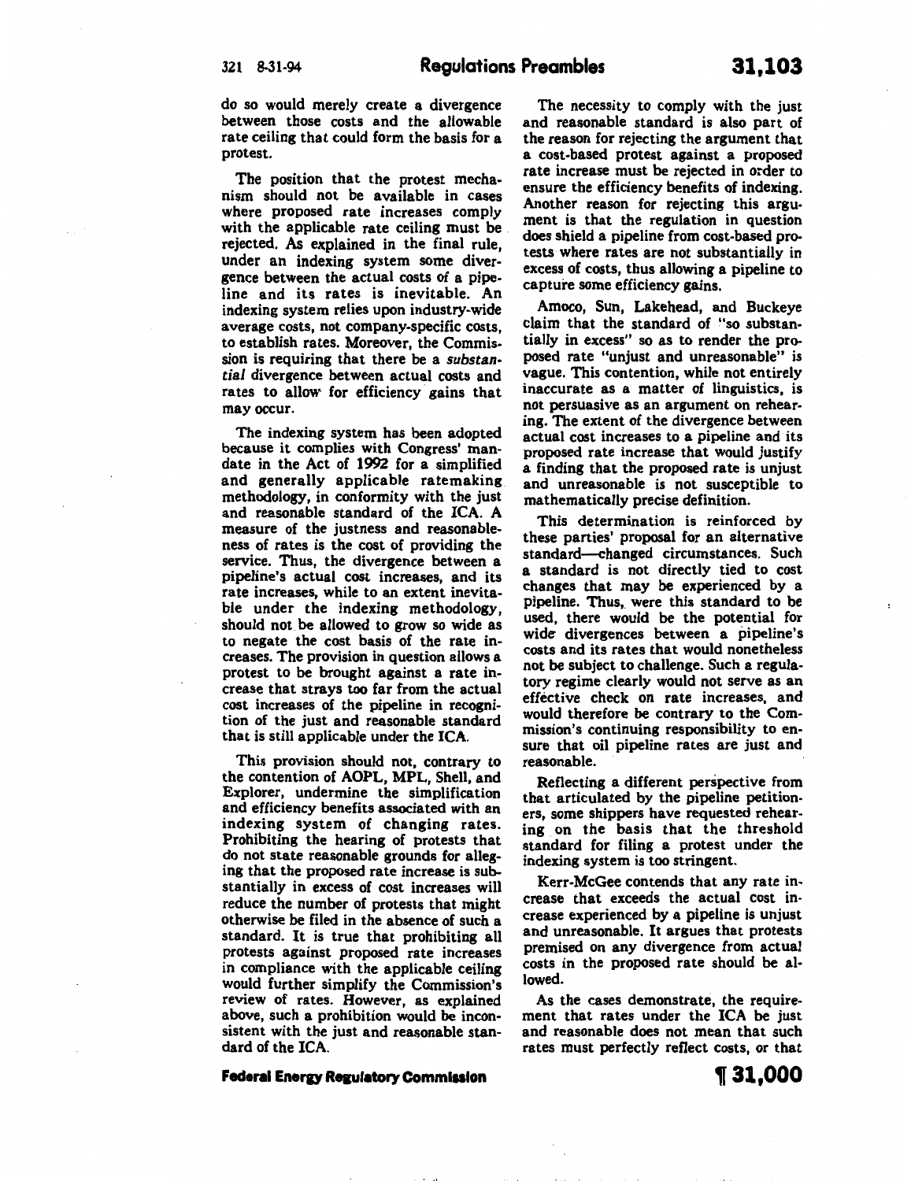do so would merely create a divergence between those costs and the allowable rate ceiling that could form the basis for a protest.

The position that the protest mechanism should not be available in cases where proposed rate increases comply with the applicable rate ceiling must be rejected. As explained in the final rule, under an indexing system some divergence between the actual costs of a pipeline and its rates is inevitable. An indexing system relies upon industry-wide average costs, not company-specific costs, to establish rates. Moreover, the Commission is requiring that there be a *substantial* divergence between actual costs and rates to allow for efficiency gains that may occur.

The indexing system has been adopted because it complies with Congress' mandate in the Act of 1992 for a simplified and generally applicable ratemaking methodology, in conformity with the just and reasonable standard of the ICA. A measure of the justness and reasonableness of rates is the cost of providing the service. Thus, the divergence between a pipeline's actual cost increases, and its rate increases, while to an extent inevitable under the indexing methodology, should not be allowed to grow so wide as to negate the cost basis of the rate increases. The provision in question allows a protest to be brought against a rate increase that strays too far from the actual cost increases of the pipeline in recognition of the just and reasonable standard that is still applicable under the ICA.

This provision should not, contrary to the contention of AOPL, MPL, Shell, and Explorer, undermine the simplification and efficiency benefits associated with an indexing system of changing rates. Prohibiting the hearing of protests that do not state reasonable grounds for alleging that the proposed rate increase is substantially in excess of cost increases will reduce the number of protests that might otherwise be filed in the absence of such a standard. It is true that prohibiting all protests against proposed rate increases in compliance with the applicable ceiling would further simplify the Commission's review of rates. However, as explained above, such a prohibition would be inconsistent with the just and reasonable standard of the ICA.

The necessity to comply with the just and reasonable standard is also part of the reason for rejecting the argument that a cost-based protest against a proposed rate increase must be rejected in order to ensure the efficiency benefits of indexing. Another reason for rejecting this argument is that the regulation in question does shield a pipeline from cost-based protests where rates are not substantially in excess of costs, thus allowing a pipeline to capture some efficiency gains.

Amoco, Sun, Lakehead, and Buckeye claim that the standard of "so substantially in excess" so as to render the proposed rate "unjust and unreasonable" is vague. This contention, while not entirely inaccurate as a matter of linguistics, is not persuasive as an argument on rehearing. The extent of the divergence between actual cost increases to a pipeline and its proposed rate increase that would justify a finding that the proposed rate is unjust and unreasonable is not susceptible to mathematically precise definition.

This determination is reinforced by these parties' proposal for an alternative standard—changed circumstances. Such a standard is not directly tied to cost changes that may be experienced by a pipeline. Thus, were this standard to be used, there would be the potential for wide divergences between a pipeline's costs and its rates that would nonetheless not be subject to challenge. Such a regulatory regime clearly would not serve as an effective check on rate increases, and would therefore be contrary to the Commission's continuing responsibility to ensure that oil pipeline rates are just and reasonable.

Reflecting a different perspective from that articulated by the pipeline petitioners, some shippers have requested rehearing on the basis that the threshold standard for filing a protest under the indexing system is too stringent.

Kerr-McGee contends that any rate increase that exceeds the actual cost increase experienced by a pipeline is unjust and unreasonable. It argues that protests premised on any divergence from actual costs in the proposed rate should be allowed.

As the cases demonstrate, the requirement that rates under the ICA be just and reasonable does not mean that such rates must perfectly reflect costs, or that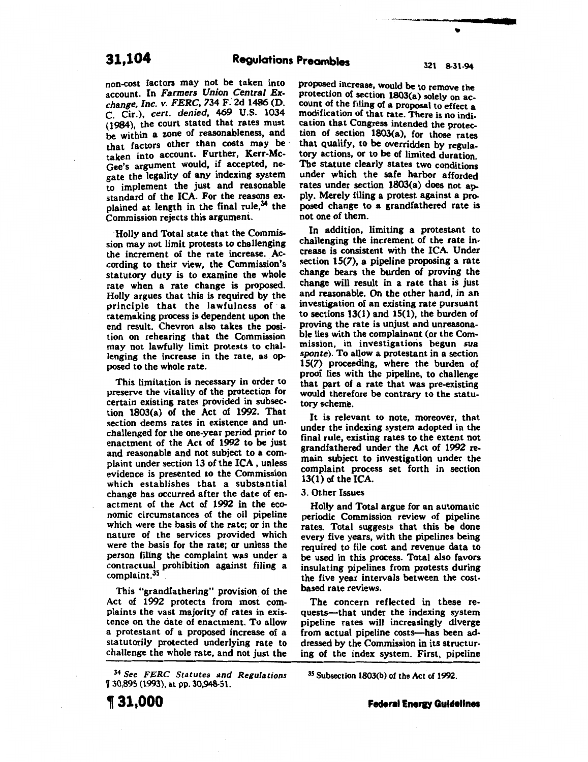non-cost factors may not be taken into account. In *Farmers Union Central Exchange, Inc. v. FERC*, 734 F. 2d 1486 (D. C. Cir.), *cert. denied*, 469 U.S. 1034 (1984), the court stated that rates must be within a zone of reasonableness, and that factors other than costs may be taken into account. Further, Kerr-McGee's argument would, if accepted, negate the legality of any indexing system to implement the just and reasonable standard of the ICA. For the reasons explained at length in the final rule,[34] the Commission rejects this argument.

Holly and Total state that the Commission may not limit protests to challenging the increment of the rate increase. According to their view, the Commission's statutory duty is to examine the whole rate when a rate change is proposed. Holly argues that this is required by the principle that the lawfulness of a ratemaking process is dependent upon the end result. Chevron also takes the position on rehearing that the Commission may not lawfully limit protests to challenging the increase in the rate, as opposed to the whole rate.

This limitation is necessary in order to preserve the vitality of the protection for certain existing rates provided in subsection 1803(a) of the Act of 1992. That section deems rates in existence and unchallenged for the one-year period prior to enactment of the Act of 1992 to be just and reasonable and not subject to a complaint under section 13 of the ICA, unless evidence is presented to the Commission which establishes that a substantial change has occurred after the date of enactment of the Act of 1992 in the economic circumstances of the oil pipeline which were the basis of the rate; or in the nature of the services provided which were the basis for the rate; or unless the person filing the complaint was under a contractual prohibition against filing a complaint.[35]

This "grandfathering" provision of the Act of 1992 protects from most complaints the vast majority of rates in existence on the date of enactment. To allow a protestant of a proposed increase of a statutorily protected underlying rate to challenge the whole rate, and not just the proposed increase, would be to remove the protection of section 1803(a) solely on account of the filing of a proposal to effect a modification of that rate. There is no indication that Congress intended the protection of section 1803(a), for those rates that qualify, to be overridden by regulatory actions, or to be of limited duration. The statute clearly states two conditions under which the safe harbor afforded rates under section 1803(a) does not apply. Merely filing a protest against a proposed change to a grandfathered rate is not one of them.

In addition, limiting a protestant to challenging the increment of the rate increase is consistent with the ICA. Under section 15(7), a pipeline proposing a rate change bears the burden of proving the change will result in a rate that is just and reasonable. On the other hand, in an investigation of an existing rate pursuant to sections 13(1) and 15(1), the burden of proving the rate is unjust and unreasonable lies with the complainant (or the Commission, in investigations begun *sua sponte*). To allow a protestant in a section 15(7) proceeding, where the burden of proof lies with the pipeline, to challenge that part of a rate that was pre-existing would therefore be contrary to the statutory scheme.

It is relevant to note, moreover, that under the indexing system adopted in the final rule, existing rates to the extent not grandfathered under the Act of 1992 remain subject to investigation under the complaint process set forth in section 13(1) of the ICA.

3. Other Issues

Holly and Total argue for an automatic periodic Commission review of pipeline rates. Total suggests that this be done every five years, with the pipelines being required to file cost and revenue data to be used in this process. Total also favors insulating pipelines from protests during the five year intervals between the cost-based rate reviews.

The concern reflected in these requests—that under the indexing system pipeline rates will increasingly diverge from actual pipeline costs—has been addressed by the Commission in its structuring of the index system. First, pipeline

[34] *See FERC Statutes and Regulations* ¶ 30,895 (1993), at pp. 30,948-51.

[35] Subsection 1803(b) of the Act of 1992.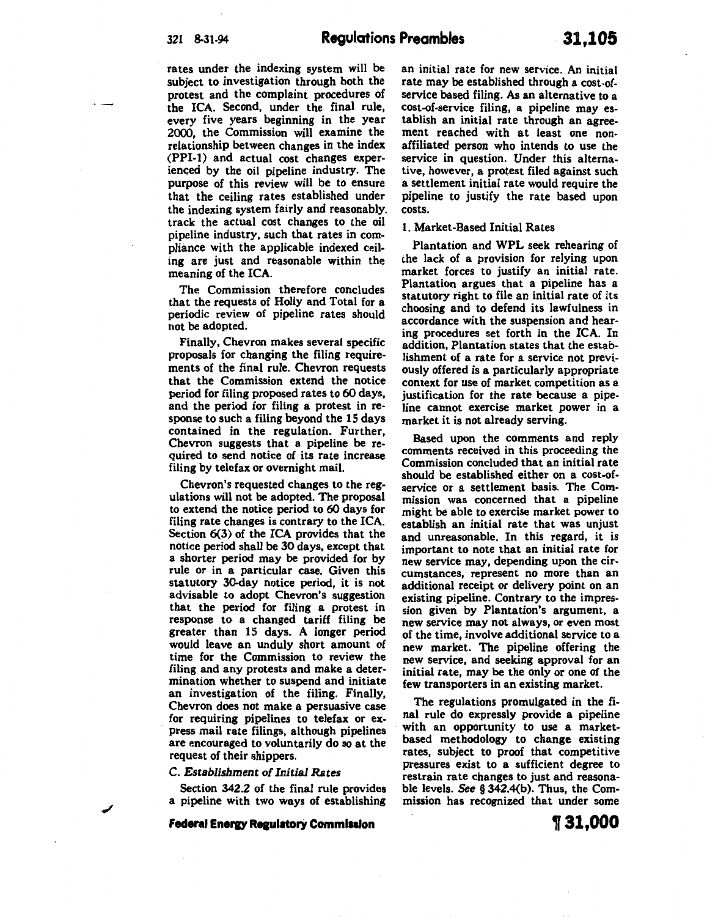rates under the indexing system will be subject to investigation through both the protest and the complaint procedures of the ICA. Second, under the final rule, every five years beginning in the year 2000, the Commission will examine the relationship between changes in the index (PPI-1) and actual cost changes experienced by the oil pipeline industry. The purpose of this review will be to ensure that the ceiling rates established under the indexing system fairly and reasonably track the actual cost changes to the oil pipeline industry, such that rates in compliance with the applicable indexed ceiling are just and reasonable within the meaning of the ICA.

The Commission therefore concludes that the requests of Holly and Total for a periodic review of pipeline rates should not be adopted.

Finally, Chevron makes several specific proposals for changing the filing requirements of the final rule. Chevron requests that the Commission extend the notice period for filing proposed rates to 60 days, and the period for filing a protest in response to such a filing beyond the 15 days contained in the regulation. Further, Chevron suggests that a pipeline be required to send notice of its rate increase filing by telefax or overnight mail.

Chevron's requested changes to the regulations will not be adopted. The proposal to extend the notice period to 60 days for filing rate changes is contrary to the ICA. Section 6(3) of the ICA provides that the notice period shall be 30 days, except that a shorter period may be provided for by rule or in a particular case. Given this statutory 30-day notice period, it is not advisable to adopt Chevron's suggestion that the period for filing a protest in response to a changed tariff filing be greater than 15 days. A longer period would leave an unduly short amount of time for the Commission to review the filing and any protests and make a determination whether to suspend and initiate an investigation of the filing. Finally, Chevron does not make a persuasive case for requiring pipelines to telefax or express mail rate filings, although pipelines are encouraged to voluntarily do so at the request of their shippers.

### C. *Establishment of Initial Rates*

Section 342.2 of the final rule provides a pipeline with two ways of establishing an initial rate for new service. An initial rate may be established through a cost-of-service based filing. As an alternative to a cost-of-service filing, a pipeline may establish an initial rate through an agreement reached with at least one non-affiliated person who intends to use the service in question. Under this alternative, however, a protest filed against such a settlement initial rate would require the pipeline to justify the rate based upon costs.

#### 1. Market-Based Initial Rates

Plantation and WPL seek rehearing of the lack of a provision for relying upon market forces to justify an initial rate. Plantation argues that a pipeline has a statutory right to file an initial rate of its choosing and to defend its lawfulness in accordance with the suspension and hearing procedures set forth in the ICA. In addition, Plantation states that the establishment of a rate for a service not previously offered is a particularly appropriate context for use of market competition as a justification for the rate because a pipeline cannot exercise market power in a market it is not already serving.

Based upon the comments and reply comments received in this proceeding the Commission concluded that an initial rate should be established either on a cost-of-service or a settlement basis. The Commission was concerned that a pipeline might be able to exercise market power to establish an initial rate that was unjust and unreasonable. In this regard, it is important to note that an initial rate for new service may, depending upon the circumstances, represent no more than an additional receipt or delivery point on an existing pipeline. Contrary to the impression given by Plantation's argument, a new service may not always, or even most of the time, involve additional service to a new market. The pipeline offering the new service, and seeking approval for an initial rate, may be the only or one of the few transporters in an existing market.

The regulations promulgated in the final rule do expressly provide a pipeline with an opportunity to use a market-based methodology to change existing rates, subject to proof that competitive pressures exist to a sufficient degree to restrain rate changes to just and reasonable levels. *See* § 342.4(b). Thus, the Commission has recognized that under some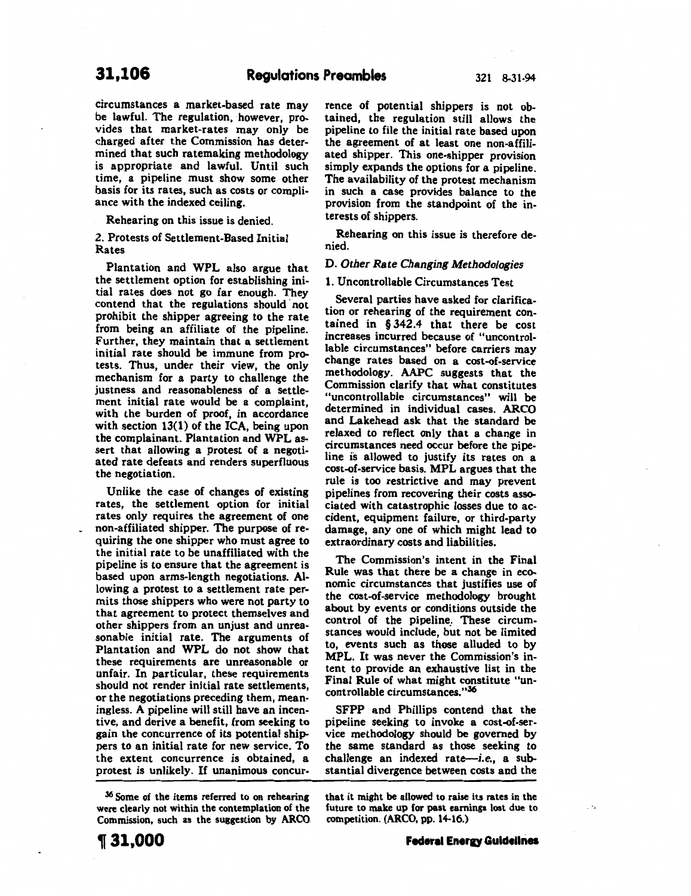circumstances a market-based rate may be lawful. The regulation, however, provides that market-rates may only be charged after the Commission has determined that such ratemaking methodology is appropriate and lawful. Until such time, a pipeline must show some other basis for its rates, such as costs or compliance with the indexed ceiling.

Rehearing on this issue is denied.

2. Protests of Settlement-Based Initial Rates

Plantation and WPL also argue that the settlement option for establishing initial rates does not go far enough. They contend that the regulations should not prohibit the shipper agreeing to the rate from being an affiliate of the pipeline. Further, they maintain that a settlement initial rate should be immune from protests. Thus, under their view, the only mechanism for a party to challenge the justness and reasonableness of a settlement initial rate would be a complaint, with the burden of proof, in accordance with section 13(1) of the ICA, being upon the complainant. Plantation and WPL assert that allowing a protest of a negotiated rate defeats and renders superfluous the negotiation.

Unlike the case of changes of existing rates, the settlement option for initial rates only requires the agreement of one non-affiliated shipper. The purpose of requiring the one shipper who must agree to the initial rate to be unaffiliated with the pipeline is to ensure that the agreement is based upon arms-length negotiations. Allowing a protest to a settlement rate permits those shippers who were not party to that agreement to protect themselves and other shippers from an unjust and unreasonable initial rate. The arguments of Plantation and WPL do not show that these requirements are unreasonable or unfair. In particular, these requirements should not render initial rate settlements, or the negotiations preceding them, meaningless. A pipeline will still have an incentive, and derive a benefit, from seeking to gain the concurrence of its potential shippers to an initial rate for new service. To the extent concurrence is obtained, a protest is unlikely. If unanimous concurrence of potential shippers is not obtained, the regulation still allows the pipeline to file the initial rate based upon the agreement of at least one non-affiliated shipper. This one-shipper provision simply expands the options for a pipeline. The availability of the protest mechanism in such a case provides balance to the provision from the standpoint of the interests of shippers.

Rehearing on this issue is therefore denied.

*D. Other Rate Changing Methodologies*

1. Uncontrollable Circumstances Test

Several parties have asked for clarification or rehearing of the requirement contained in § 342.4 that there be cost increases incurred because of "uncontrollable circumstances" before carriers may change rates based on a cost-of-service methodology. AAPC suggests that the Commission clarify that what constitutes "uncontrollable circumstances" will be determined in individual cases. ARCO and Lakehead ask that the standard be relaxed to reflect only that a change in circumstances need occur before the pipeline is allowed to justify its rates on a cost-of-service basis. MPL argues that the rule is too restrictive and may prevent pipelines from recovering their costs associated with catastrophic losses due to accident, equipment failure, or third-party damage, any one of which might lead to extraordinary costs and liabilities.

The Commission's intent in the Final Rule was that there be a change in economic circumstances that justifies use of the cost-of-service methodology brought about by events or conditions outside the control of the pipeline. These circumstances would include, but not be limited to, events such as those alluded to by MPL. It was never the Commission's intent to provide an exhaustive list in the Final Rule of what might constitute "uncontrollable circumstances."[36]

SFPP and Phillips contend that the pipeline seeking to invoke a cost-of-service methodology should be governed by the same standard as those seeking to challenge an indexed rate—*i.e.*, a substantial divergence between costs and the

[36] Some of the items referred to on rehearing were clearly not within the contemplation of the Commission, such as the suggestion by ARCO that it might be allowed to raise its rates in the future to make up for past earnings lost due to competition. (ARCO, pp. 14-16.)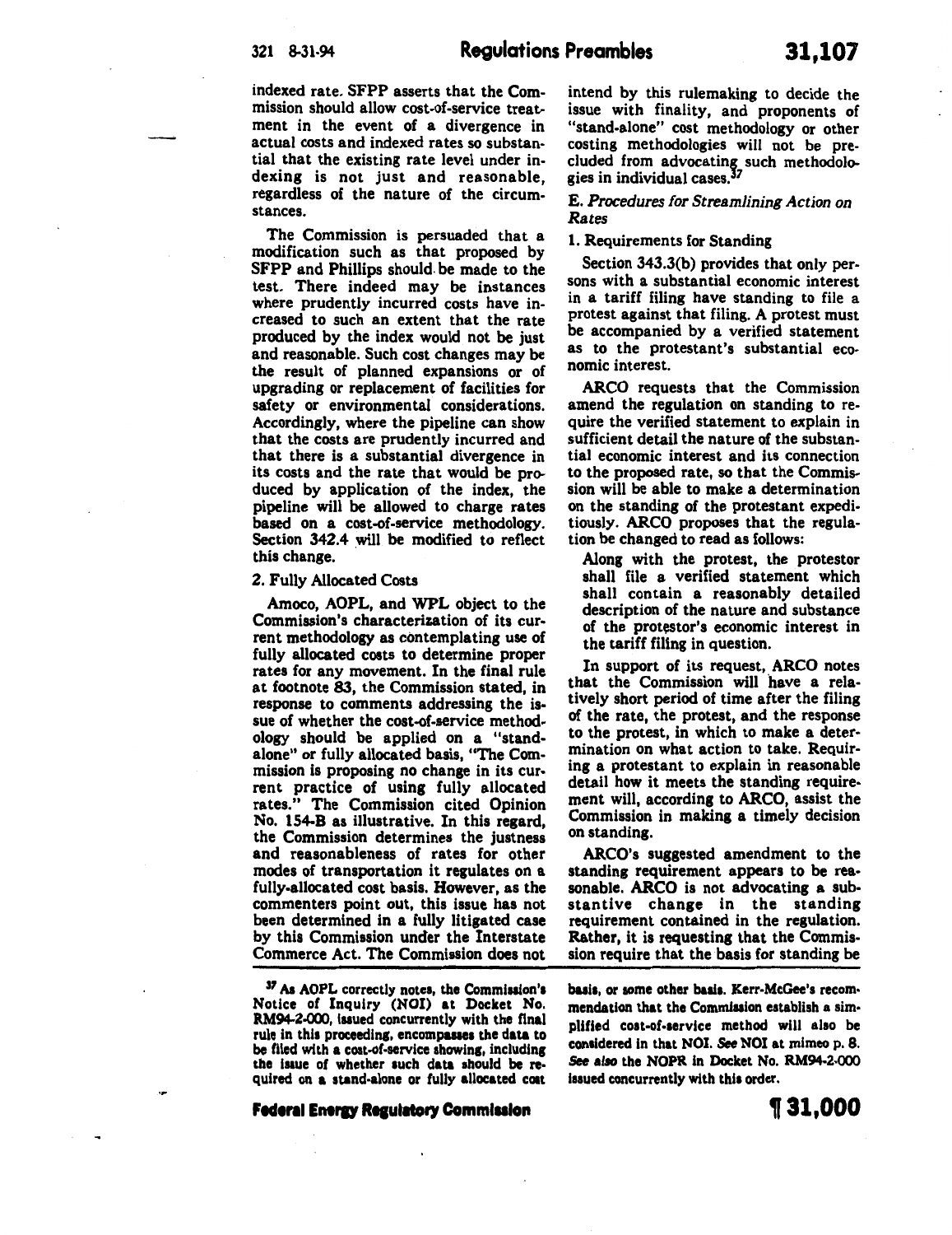indexed rate. SFPP asserts that the Commission should allow cost-of-service treatment in the event of a divergence in actual costs and indexed rates so substantial that the existing rate level under indexing is not just and reasonable, regardless of the nature of the circumstances.

The Commission is persuaded that a modification such as that proposed by SFPP and Phillips should be made to the test. There indeed may be instances where prudently incurred costs have increased to such an extent that the rate produced by the index would not be just and reasonable. Such cost changes may be the result of planned expansions or of upgrading or replacement of facilities for safety or environmental considerations. Accordingly, where the pipeline can show that the costs are prudently incurred and that there is a substantial divergence in its costs and the rate that would be produced by application of the index, the pipeline will be allowed to charge rates based on a cost-of-service methodology. Section 342.4 will be modified to reflect this change.

2. Fully Allocated Costs

Amoco, AOPL, and WPL object to the Commission's characterization of its current methodology as contemplating use of fully allocated costs to determine proper rates for any movement. In the final rule at footnote 83, the Commission stated, in response to comments addressing the issue of whether the cost-of-service methodology should be applied on a "stand-alone" or fully allocated basis, "The Commission is proposing no change in its current practice of using fully allocated rates." The Commission cited Opinion No. 154-B as illustrative. In this regard, the Commission determines the justness and reasonableness of rates for other modes of transportation it regulates on a fully-allocated cost basis. However, as the commenters point out, this issue has not been determined in a fully litigated case by this Commission under the Interstate Commerce Act. The Commission does not intend by this rulemaking to decide the issue with finality, and proponents of "stand-alone" cost methodology or other costing methodologies will not be precluded from advocating such methodologies in individual cases.[37]

*E. Procedures for Streamlining Action on Rates*

1. Requirements for Standing

Section 343.3(b) provides that only persons with a substantial economic interest in a tariff filing have standing to file a protest against that filing. A protest must be accompanied by a verified statement as to the protestant's substantial economic interest.

ARCO requests that the Commission amend the regulation on standing to require the verified statement to explain in sufficient detail the nature of the substantial economic interest and its connection to the proposed rate, so that the Commission will be able to make a determination on the standing of the protestant expeditiously. ARCO proposes that the regulation be changed to read as follows:

> Along with the protest, the protestor shall file a verified statement which shall contain a reasonably detailed description of the nature and substance of the protestor's economic interest in the tariff filing in question.

In support of its request, ARCO notes that the Commission will have a relatively short period of time after the filing of the rate, the protest, and the response to the protest, in which to make a determination on what action to take. Requiring a protestant to explain in reasonable detail how it meets the standing requirement will, according to ARCO, assist the Commission in making a timely decision on standing.

ARCO's suggested amendment to the standing requirement appears to be reasonable. ARCO is not advocating a substantive change in the standing requirement contained in the regulation. Rather, it is requesting that the Commission require that the basis for standing be

[37] As AOPL correctly notes, the Commission's Notice of Inquiry (NOI) at Docket No. RM94-2-000, issued concurrently with the final rule in this proceeding, encompasses the data to be filed with a cost-of-service showing, including the issue of whether such data should be required on a stand-alone or fully allocated cost basis, or some other basis. Kerr-McGee's recommendation that the Commission establish a simplified cost-of-service method will also be considered in that NOI. *See* NOI at mimeo p. 8. *See also* the NOPR in Docket No. RM94-2-000 issued concurrently with this order.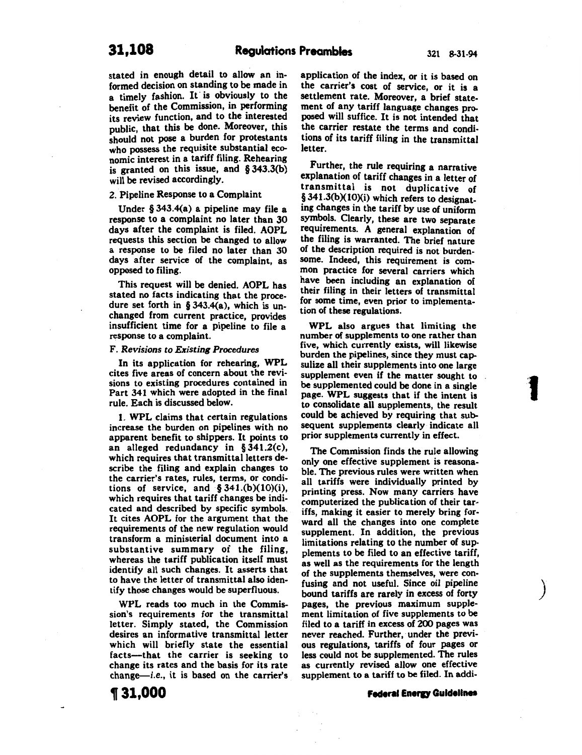stated in enough detail to allow an informed decision on standing to be made in a timely fashion. It is obviously to the benefit of the Commission, in performing its review function, and to the interested public, that this be done. Moreover, this should not pose a burden for protestants who possess the requisite substantial economic interest in a tariff filing. Rehearing is granted on this issue, and § 343.3(b) will be revised accordingly.

2. Pipeline Response to a Complaint

Under § 343.4(a) a pipeline may file a response to a complaint no later than 30 days after the complaint is filed. AOPL requests this section be changed to allow a response to be filed no later than 30 days after service of the complaint, as opposed to filing.

This request will be denied. AOPL has stated no facts indicating that the procedure set forth in § 343.4(a), which is unchanged from current practice, provides insufficient time for a pipeline to file a response to a complaint.

*F. Revisions to Existing Procedures*

In its application for rehearing, WPL cites five areas of concern about the revisions to existing procedures contained in Part 341 which were adopted in the final rule. Each is discussed below.

1. WPL claims that certain regulations increase the burden on pipelines with no apparent benefit to shippers. It points to an alleged redundancy in § 341.2(c), which requires that transmittal letters describe the filing and explain changes to the carrier's rates, rules, terms, or conditions of service, and § 341.(b)(10)(i), which requires that tariff changes be indicated and described by specific symbols. It cites AOPL for the argument that the requirements of the new regulation would transform a ministerial document into a substantive summary of the filing, whereas the tariff publication itself must identify all such changes. It asserts that to have the letter of transmittal also identify those changes would be superfluous.

WPL reads too much in the Commission's requirements for the transmittal letter. Simply stated, the Commission desires an informative transmittal letter which will briefly state the essential facts—that the carrier is seeking to change its rates and the basis for its rate change—*i.e.*, it is based on the carrier's application of the index, or it is based on the carrier's cost of service, or it is a settlement rate. Moreover, a brief statement of any tariff language changes proposed will suffice. It is not intended that the carrier restate the terms and conditions of its tariff filing in the transmittal letter.

Further, the rule requiring a narrative explanation of tariff changes in a letter of transmittal is not duplicative of § 341.3(b)(10)(i) which refers to designating changes in the tariff by use of uniform symbols. Clearly, these are two separate requirements. A general explanation of the filing is warranted. The brief nature of the description required is not burdensome. Indeed, this requirement is common practice for several carriers which have been including an explanation of their filing in their letters of transmittal for some time, even prior to implementation of these regulations.

WPL also argues that limiting the number of supplements to one rather than five, which currently exists, will likewise burden the pipelines, since they must capsulize all their supplements into one large supplement even if the matter sought to be supplemented could be done in a single page. WPL suggests that if the intent is to consolidate all supplements, the result could be achieved by requiring that subsequent supplements clearly indicate all prior supplements currently in effect.

The Commission finds the rule allowing only one effective supplement is reasonable. The previous rules were written when all tariffs were individually printed by printing press. Now many carriers have computerized the publication of their tariffs, making it easier to merely bring forward all the changes into one complete supplement. In addition, the previous limitations relating to the number of supplements to be filed to an effective tariff, as well as the requirements for the length of the supplements themselves, were confusing and not useful. Since oil pipeline bound tariffs are rarely in excess of forty pages, the previous maximum supplement limitation of five supplements to be filed to a tariff in excess of 200 pages was never reached. Further, under the previous regulations, tariffs of four pages or less could not be supplemented. The rules as currently revised allow one effective supplement to a tariff to be filed. In addi-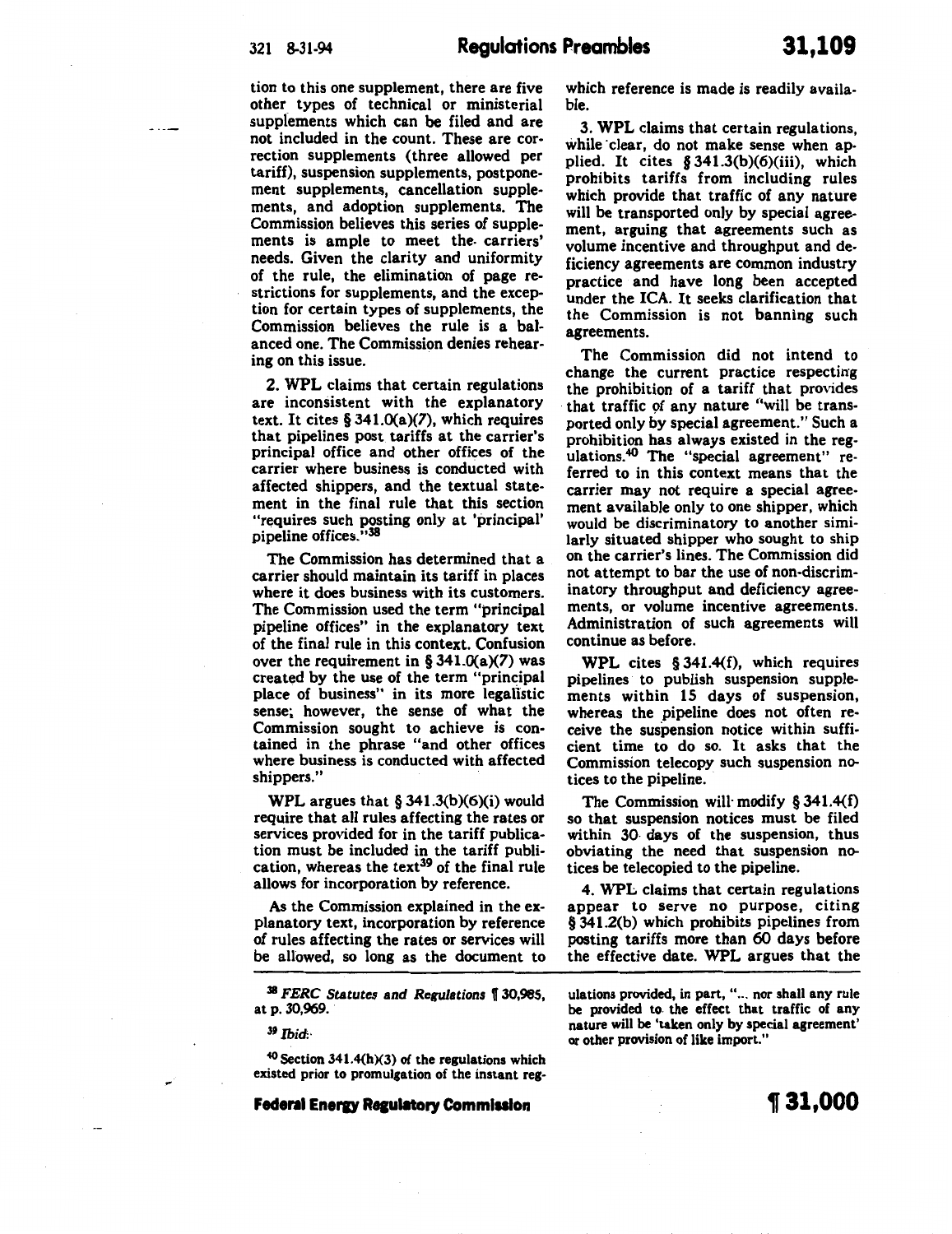tion to this one supplement, there are five other types of technical or ministerial supplements which can be filed and are not included in the count. These are correction supplements (three allowed per tariff), suspension supplements, postponement supplements, cancellation supplements, and adoption supplements. The Commission believes this series of supplements is ample to meet the carriers' needs. Given the clarity and uniformity of the rule, the elimination of page restrictions for supplements, and the exception for certain types of supplements, the Commission believes the rule is a balanced one. The Commission denies rehearing on this issue.

2. WPL claims that certain regulations are inconsistent with the explanatory text. It cites § 341.0(a)(7), which requires that pipelines post tariffs at the carrier's principal office and other offices of the carrier where business is conducted with affected shippers, and the textual statement in the final rule that this section "requires such posting only at 'principal' pipeline offices."[38]

The Commission has determined that a carrier should maintain its tariff in places where it does business with its customers. The Commission used the term "principal pipeline offices" in the explanatory text of the final rule in this context. Confusion over the requirement in § 341.0(a)(7) was created by the use of the term "principal place of business" in its more legalistic sense; however, the sense of what the Commission sought to achieve is contained in the phrase "and other offices where business is conducted with affected shippers."

WPL argues that § 341.3(b)(6)(i) would require that all rules affecting the rates or services provided for in the tariff publication must be included in the tariff publication, whereas the text[39] of the final rule allows for incorporation by reference.

As the Commission explained in the explanatory text, incorporation by reference of rules affecting the rates or services will be allowed, so long as the document to which reference is made is readily available.

3. WPL claims that certain regulations, while clear, do not make sense when applied. It cites § 341.3(b)(6)(iii), which prohibits tariffs from including rules which provide that traffic of any nature will be transported only by special agreement, arguing that agreements such as volume incentive and throughput and deficiency agreements are common industry practice and have long been accepted under the ICA. It seeks clarification that the Commission is not banning such agreements.

The Commission did not intend to change the current practice respecting the prohibition of a tariff that provides that traffic of any nature "will be transported only by special agreement." Such a prohibition has always existed in the regulations.[40] The "special agreement" referred to in this context means that the carrier may not require a special agreement available only to one shipper, which would be discriminatory to another similarly situated shipper who sought to ship on the carrier's lines. The Commission did not attempt to bar the use of non-discriminatory throughput and deficiency agreements, or volume incentive agreements. Administration of such agreements will continue as before.

WPL cites § 341.4(f), which requires pipelines to publish suspension supplements within 15 days of suspension, whereas the pipeline does not often receive the suspension notice within sufficient time to do so. It asks that the Commission telecopy such suspension notices to the pipeline.

The Commission will modify § 341.4(f) so that suspension notices must be filed within 30 days of the suspension, thus obviating the need that suspension notices be telecopied to the pipeline.

4. WPL claims that certain regulations appear to serve no purpose, citing § 341.2(b) which prohibits pipelines from posting tariffs more than 60 days before the effective date. WPL argues that the

[38] *FERC Statutes and Regulations* ¶ 30,985, at p. 30,969.

[39] *Ibid.*

[40] Section 341.4(h)(3) of the regulations which existed prior to promulgation of the instant regulations provided, in part, "... nor shall any rule be provided to the effect that traffic of any nature will be 'taken only by special agreement' or other provision of like import."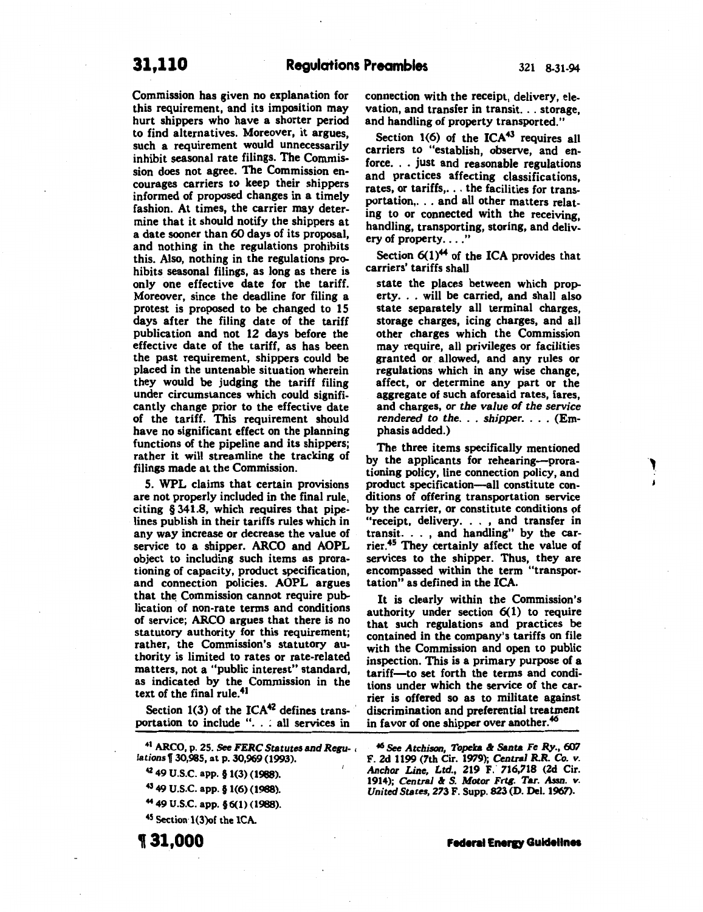Commission has given no explanation for this requirement, and its imposition may hurt shippers who have a shorter period to find alternatives. Moreover, it argues, such a requirement would unnecessarily inhibit seasonal rate filings. The Commission does not agree. The Commission encourages carriers to keep their shippers informed of proposed changes in a timely fashion. At times, the carrier may determine that it should notify the shippers at a date sooner than 60 days of its proposal, and nothing in the regulations prohibits this. Also, nothing in the regulations prohibits seasonal filings, as long as there is only one effective date for the tariff. Moreover, since the deadline for filing a protest is proposed to be changed to 15 days after the filing date of the tariff publication and not 12 days before the effective date of the tariff, as has been the past requirement, shippers could be placed in the untenable situation wherein they would be judging the tariff filing under circumstances which could significantly change prior to the effective date of the tariff. This requirement should have no significant effect on the planning functions of the pipeline and its shippers; rather it will streamline the tracking of filings made at the Commission.

5. WPL claims that certain provisions are not properly included in the final rule, citing § 341.8, which requires that pipelines publish in their tariffs rules which in any way increase or decrease the value of service to a shipper. ARCO and AOPL object to including such items as prorationing of capacity, product specification, and connection policies. AOPL argues that the Commission cannot require publication of non-rate terms and conditions of service; ARCO argues that there is no statutory authority for this requirement; rather, the Commission's statutory authority is limited to rates or rate-related matters, not a "public interest" standard, as indicated by the Commission in the text of the final rule.[41]

Section 1(3) of the ICA[42] defines transportation to include ". . . all services in connection with the receipt, delivery, elevation, and transfer in transit. . . storage, and handling of property transported."

Section 1(6) of the ICA[43] requires all carriers to "establish, observe, and enforce. . . just and reasonable regulations and practices affecting classifications, rates, or tariffs,. . . the facilities for transportation,. . . and all other matters relating to or connected with the receiving, handling, transporting, storing, and delivery of property. . . ."

Section 6(1)[44] of the ICA provides that carriers' tariffs shall

> state the places between which property. . . will be carried, and shall also state separately all terminal charges, storage charges, icing charges, and all other charges which the Commission may require, all privileges or facilities granted or allowed, and any rules or regulations which in any wise change, affect, or determine any part or the aggregate of such aforesaid rates, fares, and charges, *or the value of the service rendered to the. . . shipper*. . . . (Emphasis added.)

The three items specifically mentioned by the applicants for rehearing—prorationing policy, line connection policy, and product specification—all constitute conditions of offering transportation service by the carrier, or constitute conditions of "receipt, delivery. . . , and transfer in transit. . . , and handling" by the carrier.[45] They certainly affect the value of services to the shipper. Thus, they are encompassed within the term "transportation" as defined in the ICA.

It is clearly within the Commission's authority under section 6(1) to require that such regulations and practices be contained in the company's tariffs on file with the Commission and open to public inspection. This is a primary purpose of a tariff—to set forth the terms and conditions under which the service of the carrier is offered so as to militate against discrimination and preferential treatment in favor of one shipper over another.[46]

---

[41] ARCO, p. 25. *See FERC Statutes and Regulations* ¶ 30,985, at p. 30,969 (1993).

[42] 49 U.S.C. app. § 1(3) (1988).

[43] 49 U.S.C. app. § 1(6) (1988).

[44] 49 U.S.C. app. § 6(1) (1988).

[45] Section 1(3) of the ICA.

[46] *See Atchison, Topeka & Santa Fe Ry.*, 607 F. 2d 1199 (7th Cir. 1979); *Central R.R. Co. v. Anchor Line, Ltd.*, 219 F. 716,718 (2d Cir. 1914); *Central & S. Motor Frtg. Tar. Assn. v. United States*, 273 F. Supp. 823 (D. Del. 1967).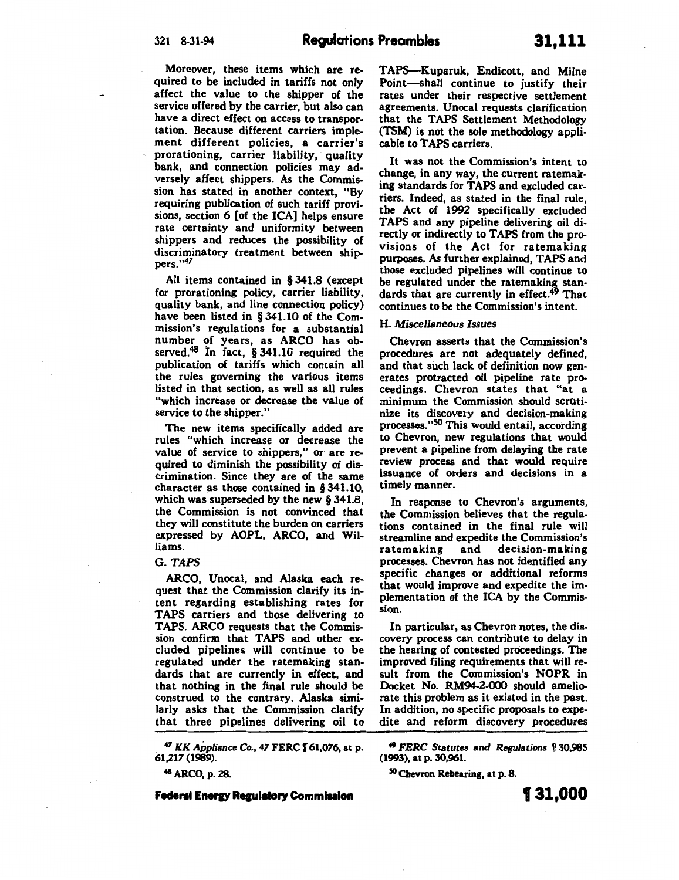Moreover, these items which are required to be included in tariffs not only affect the value to the shipper of the service offered by the carrier, but also can have a direct effect on access to transportation. Because different carriers implement different policies, a carrier's prorationing, carrier liability, quality bank, and connection policies may adversely affect shippers. As the Commission has stated in another context, "By requiring publication of such tariff provisions, section 6 [of the ICA] helps ensure rate certainty and uniformity between shippers and reduces the possibility of discriminatory treatment between shippers."[47]

All items contained in § 341.8 (except for prorationing policy, carrier liability, quality bank, and line connection policy) have been listed in § 341.10 of the Commission's regulations for a substantial number of years, as ARCO has observed.[48] In fact, § 341.10 required the publication of tariffs which contain all the rules governing the various items listed in that section, as well as all rules "which increase or decrease the value of service to the shipper."

The new items specifically added are rules "which increase or decrease the value of service to shippers," or are required to diminish the possibility of discrimination. Since they are of the same character as those contained in § 341.10, which was superseded by the new § 341.8, the Commission is not convinced that they will constitute the burden on carriers expressed by AOPL, ARCO, and Williams.

### G. *TAPS*

ARCO, Unocal, and Alaska each request that the Commission clarify its intent regarding establishing rates for TAPS carriers and those delivering to TAPS. ARCO requests that the Commission confirm that TAPS and other excluded pipelines will continue to be regulated under the ratemaking standards that are currently in effect, and that nothing in the final rule should be construed to the contrary. Alaska similarly asks that the Commission clarify that three pipelines delivering oil to TAPS—Kuparuk, Endicott, and Milne Point—shall continue to justify their rates under their respective settlement agreements. Unocal requests clarification that the TAPS Settlement Methodology (TSM) is not the sole methodology applicable to TAPS carriers.

It was not the Commission's intent to change, in any way, the current ratemaking standards for TAPS and excluded carriers. Indeed, as stated in the final rule, the Act of 1992 specifically excluded TAPS and any pipeline delivering oil directly or indirectly to TAPS from the provisions of the Act for ratemaking purposes. As further explained, TAPS and those excluded pipelines will continue to be regulated under the ratemaking standards that are currently in effect.[49] That continues to be the Commission's intent.

### H. *Miscellaneous Issues*

Chevron asserts that the Commission's procedures are not adequately defined, and that such lack of definition now generates protracted oil pipeline rate proceedings. Chevron states that "at a minimum the Commission should scrutinize its discovery and decision-making processes."[50] This would entail, according to Chevron, new regulations that would prevent a pipeline from delaying the rate review process and that would require issuance of orders and decisions in a timely manner.

In response to Chevron's arguments, the Commission believes that the regulations contained in the final rule will streamline and expedite the Commission's ratemaking and decision-making processes. Chevron has not identified any specific changes or additional reforms that would improve and expedite the implementation of the ICA by the Commission.

In particular, as Chevron notes, the discovery process can contribute to delay in the hearing of contested proceedings. The improved filing requirements that will result from the Commission's NOPR in Docket No. RM94-2-000 should ameliorate this problem as it existed in the past. In addition, no specific proposals to expedite and reform discovery procedures

---

[47] *KK Appliance Co.*, 47 FERC ¶ 61,076, at p. 61,217 (1989).

[48] ARCO, p. 28.

[49] *FERC Statutes and Regulations* ¶ 30,985 (1993), at p. 30,961.

[50] Chevron Rehearing, at p. 8.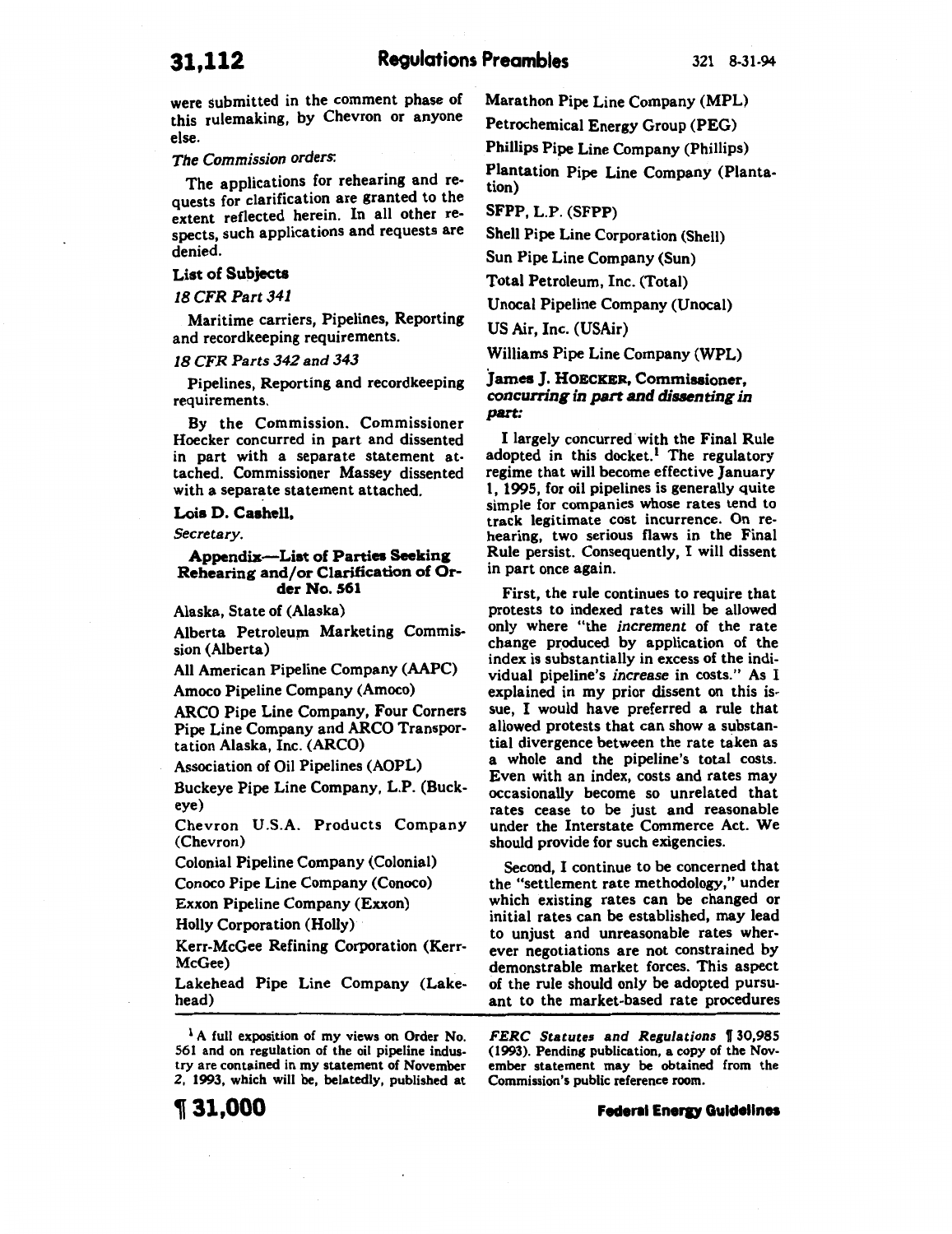were submitted in the comment phase of this rulemaking, by Chevron or anyone else.

*The Commission orders*:

The applications for rehearing and requests for clarification are granted to the extent reflected herein. In all other respects, such applications and requests are denied.

**List of Subjects**

*18 CFR Part 341*

Maritime carriers, Pipelines, Reporting and recordkeeping requirements.

*18 CFR Parts 342 and 343*

Pipelines, Reporting and recordkeeping requirements.

By the Commission. Commissioner Hoecker concurred in part and dissented in part with a separate statement attached. Commissioner Massey dissented with a separate statement attached.

**Lois D. Cashell,**

*Secretary.*

**Appendix—List of Parties Seeking Rehearing and/or Clarification of Order No. 561**

Alaska, State of (Alaska)

Alberta Petroleum Marketing Commission (Alberta)

All American Pipeline Company (AAPC)

Amoco Pipeline Company (Amoco)

ARCO Pipe Line Company, Four Corners Pipe Line Company and ARCO Transportation Alaska, Inc. (ARCO)

Association of Oil Pipelines (AOPL)

Buckeye Pipe Line Company, L.P. (Buckeye)

Chevron U.S.A. Products Company (Chevron)

Colonial Pipeline Company (Colonial)

Conoco Pipe Line Company (Conoco)

Exxon Pipeline Company (Exxon)

Holly Corporation (Holly)

Kerr-McGee Refining Corporation (Kerr-McGee)

Lakehead Pipe Line Company (Lakehead)

Marathon Pipe Line Company (MPL)

Petrochemical Energy Group (PEG)

Phillips Pipe Line Company (Phillips)

Plantation Pipe Line Company (Plantation)

SFPP, L.P. (SFPP)

Shell Pipe Line Corporation (Shell)

Sun Pipe Line Company (Sun)

Total Petroleum, Inc. (Total)

Unocal Pipeline Company (Unocal)

US Air, Inc. (USAir)

Williams Pipe Line Company (WPL)

**James J. Hoecker, Commissioner, *concurring in part and dissenting in part:***

I largely concurred with the Final Rule adopted in this docket.[1] The regulatory regime that will become effective January 1, 1995, for oil pipelines is generally quite simple for companies whose rates tend to track legitimate cost incurrence. On rehearing, two serious flaws in the Final Rule persist. Consequently, I will dissent in part once again.

First, the rule continues to require that protests to indexed rates will be allowed only where "the *increment* of the rate change produced by application of the index is substantially in excess of the individual pipeline's *increase* in costs." As I explained in my prior dissent on this issue, I would have preferred a rule that allowed protests that can show a substantial divergence between the rate taken as a whole and the pipeline's total costs. Even with an index, costs and rates may occasionally become so unrelated that rates cease to be just and reasonable under the Interstate Commerce Act. We should provide for such exigencies.

Second, I continue to be concerned that the "settlement rate methodology," under which existing rates can be changed or initial rates can be established, may lead to unjust and unreasonable rates wherever negotiations are not constrained by demonstrable market forces. This aspect of the rule should only be adopted pursuant to the market-based rate procedures

[1] A full exposition of my views on Order No. 561 and on regulation of the oil pipeline industry are contained in my statement of November 2, 1993, which will be, belatedly, published at *FERC Statutes and Regulations* ¶ 30,985 (1993). Pending publication, a copy of the November statement may be obtained from the Commission's public reference room.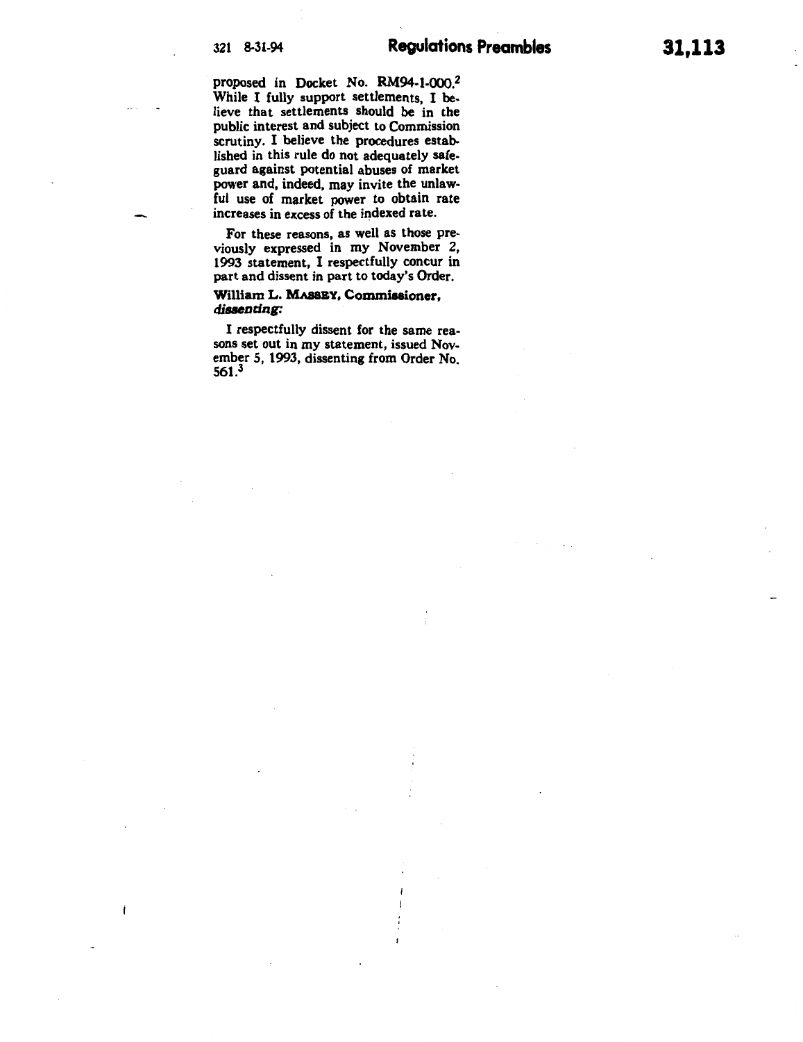proposed in Docket No. RM94-1-000.[2] While I fully support settlements, I believe that settlements should be in the public interest and subject to Commission scrutiny. I believe the procedures established in this rule do not adequately safeguard against potential abuses of market power and, indeed, may invite the unlawful use of market power to obtain rate increases in excess of the indexed rate.

For these reasons, as well as those previously expressed in my November 2, 1993 statement, I respectfully concur in part and dissent in part to today's Order.

**William L. Massey, Commissioner, *dissenting*:**

I respectfully dissent for the same reasons set out in my statement, issued November 5, 1993, dissenting from Order No. 561.[3]